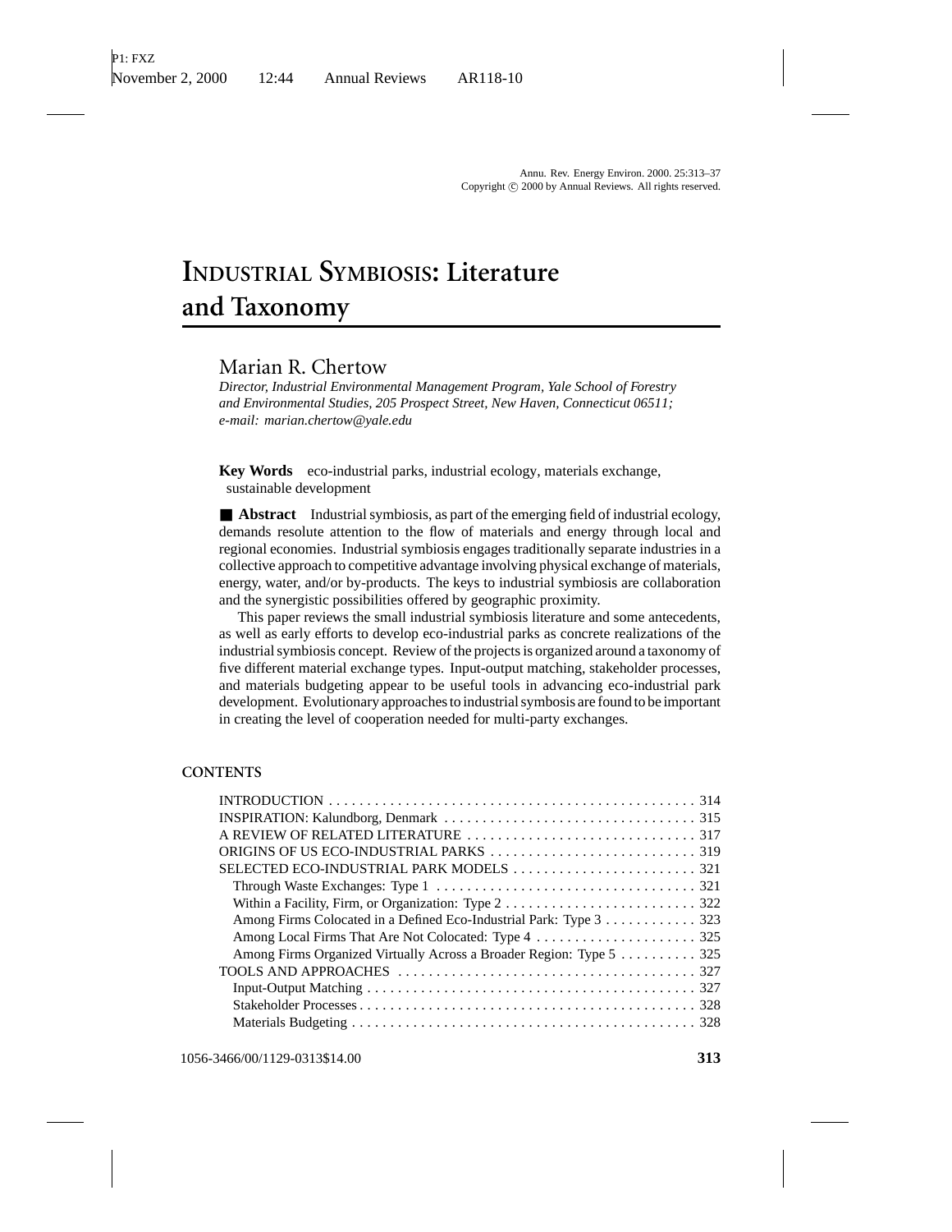# INDUSTRIAL SYMBIOSIS: Literature and Taxonomy

Marian R. Chertow

*Director, Industrial Environmental Management Program, Yale School of Forestry and Environmental Studies, 205 Prospect Street, New Haven, Connecticut 06511; e-mail: marian.chertow@yale.edu*

**Key Words** eco-industrial parks, industrial ecology, materials exchange, sustainable development

■ **Abstract** Industrial symbiosis, as part of the emerging field of industrial ecology, demands resolute attention to the flow of materials and energy through local and regional economies. Industrial symbiosis engages traditionally separate industries in a collective approach to competitive advantage involving physical exchange of materials, energy, water, and/or by-products. The keys to industrial symbiosis are collaboration and the synergistic possibilities offered by geographic proximity.

This paper reviews the small industrial symbiosis literature and some antecedents, as well as early efforts to develop eco-industrial parks as concrete realizations of the industrial symbiosis concept. Review of the projects is organized around a taxonomy of five different material exchange types. Input-output matching, stakeholder processes, and materials budgeting appear to be useful tools in advancing eco-industrial park development. Evolutionary approaches to industrial symbiosis are found to be important in creating the level of cooperation needed for multi-party exchanges.

## CONTENTS

- INTRODUCTION . . . . . 314
- INSPIRATION: Kalundborg, Denmark . . . . . 315
- A REVIEW OF RELATED LITERATURE . . . . . 317
- ORIGINS OF US ECO-INDUSTRIAL PARKS . . . . . 319
- SELECTED ECO-INDUSTRIAL PARK MODELS . . . . . 321
  - Through Waste Exchanges: Type 1 . . . . . 321
  - Within a Facility, Firm, or Organization: Type 2 . . . . . 322
  - Among Firms Colocated in a Defined Eco-Industrial Park: Type 3 . . . . . 323
  - Among Local Firms That Are Not Colocated: Type 4 . . . . . 325
  - Among Firms Organized Virtually Across a Broader Region: Type 5 . . . . . 325
- TOOLS AND APPROACHES . . . . . 327
  - Input-Output Matching . . . . . 327
  - Stakeholder Processes . . . . . 328
  - Materials Budgeting . . . . . 328

1056-3466/00/1129-0313$14.00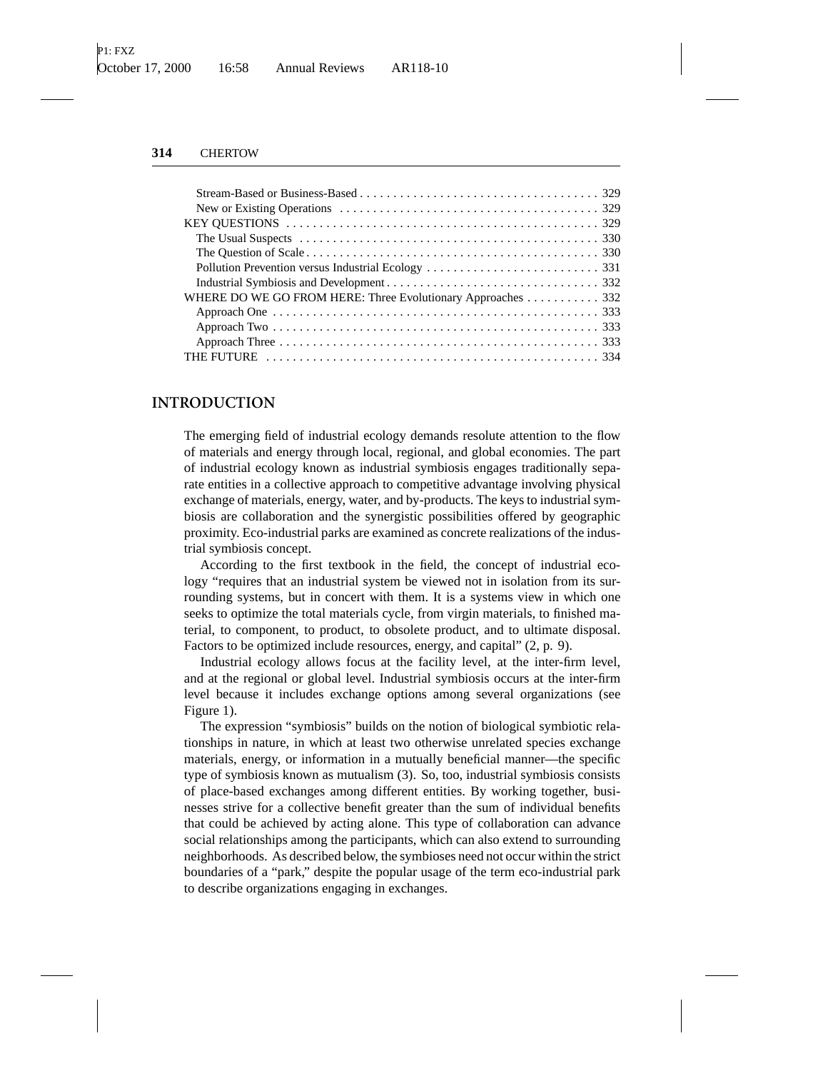Stream-Based or Business-Based . . . . . . . . . . . . . . . . . . . . . . . . . . . . . . . . . . . . 329
New or Existing Operations . . . . . . . . . . . . . . . . . . . . . . . . . . . . . . . . . . . . . . 329
KEY QUESTIONS . . . . . . . . . . . . . . . . . . . . . . . . . . . . . . . . . . . . . . . . . . . . . . 329
The Usual Suspects . . . . . . . . . . . . . . . . . . . . . . . . . . . . . . . . . . . . . . . . . . . . 330
The Question of Scale . . . . . . . . . . . . . . . . . . . . . . . . . . . . . . . . . . . . . . . . . . . 330
Pollution Prevention versus Industrial Ecology . . . . . . . . . . . . . . . . . . . . . . . . . . 331
Industrial Symbiosis and Development . . . . . . . . . . . . . . . . . . . . . . . . . . . . . . . . 332
WHERE DO WE GO FROM HERE: Three Evolutionary Approaches . . . . . . . . . . . 332
Approach One . . . . . . . . . . . . . . . . . . . . . . . . . . . . . . . . . . . . . . . . . . . . . . . . . 333
Approach Two . . . . . . . . . . . . . . . . . . . . . . . . . . . . . . . . . . . . . . . . . . . . . . . . . 333
Approach Three . . . . . . . . . . . . . . . . . . . . . . . . . . . . . . . . . . . . . . . . . . . . . . . . 333
THE FUTURE . . . . . . . . . . . . . . . . . . . . . . . . . . . . . . . . . . . . . . . . . . . . . . . . . . 334

## INTRODUCTION

The emerging field of industrial ecology demands resolute attention to the flow of materials and energy through local, regional, and global economies. The part of industrial ecology known as industrial symbiosis engages traditionally separate entities in a collective approach to competitive advantage involving physical exchange of materials, energy, water, and by-products. The keys to industrial symbiosis are collaboration and the synergistic possibilities offered by geographic proximity. Eco-industrial parks are examined as concrete realizations of the industrial symbiosis concept.

According to the first textbook in the field, the concept of industrial ecology "requires that an industrial system be viewed not in isolation from its surrounding systems, but in concert with them. It is a systems view in which one seeks to optimize the total materials cycle, from virgin materials, to finished material, to component, to product, to obsolete product, and to ultimate disposal. Factors to be optimized include resources, energy, and capital" (2, p. 9).

Industrial ecology allows focus at the facility level, at the inter-firm level, and at the regional or global level. Industrial symbiosis occurs at the inter-firm level because it includes exchange options among several organizations (see Figure 1).

The expression "symbiosis" builds on the notion of biological symbiotic relationships in nature, in which at least two otherwise unrelated species exchange materials, energy, or information in a mutually beneficial manner—the specific type of symbiosis known as mutualism (3). So, too, industrial symbiosis consists of place-based exchanges among different entities. By working together, businesses strive for a collective benefit greater than the sum of individual benefits that could be achieved by acting alone. This type of collaboration can advance social relationships among the participants, which can also extend to surrounding neighborhoods. As described below, the symbioses need not occur within the strict boundaries of a "park," despite the popular usage of the term eco-industrial park to describe organizations engaging in exchanges.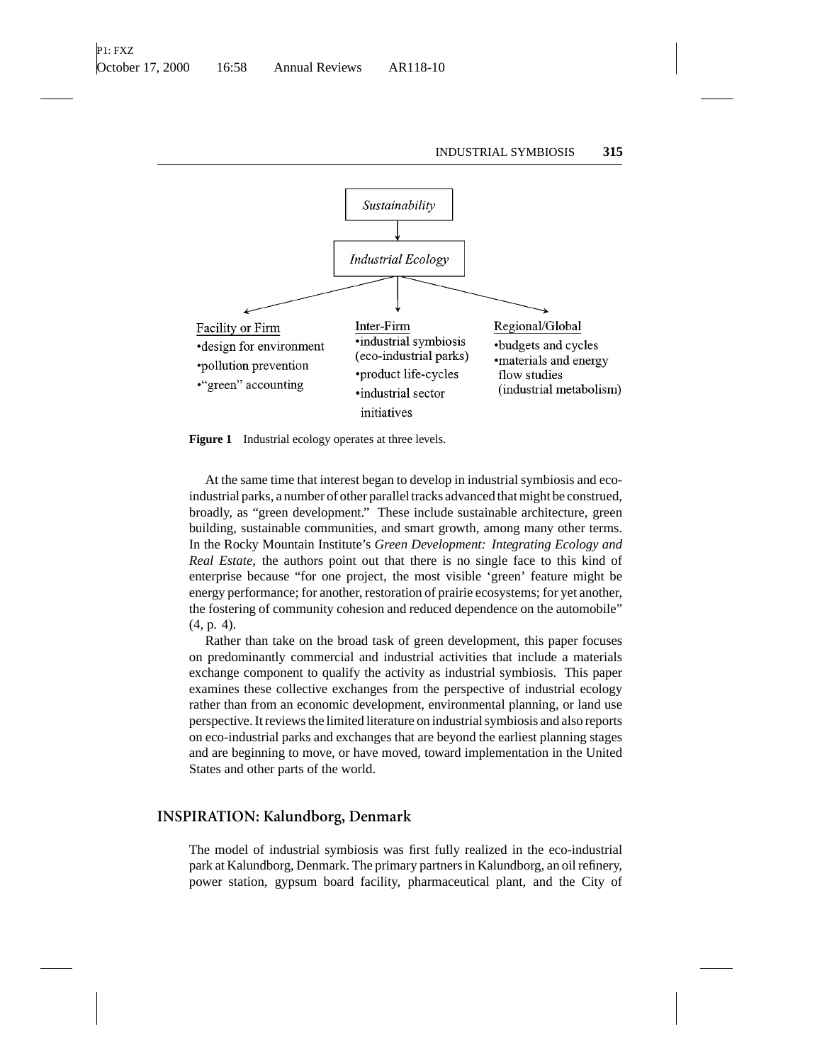Sustainability

↓

Industrial Ecology

| Facility or Firm | Inter-Firm | Regional/Global |
|---|---|---|
| •design for environment<br>•pollution prevention<br>•"green" accounting | •industrial symbiosis (eco-industrial parks)<br>•product life-cycles<br>•industrial sector initiatives | •budgets and cycles<br>•materials and energy flow studies (industrial metabolism) |

**Figure 1** Industrial ecology operates at three levels.

At the same time that interest began to develop in industrial symbiosis and eco-industrial parks, a number of other parallel tracks advanced that might be construed, broadly, as "green development." These include sustainable architecture, green building, sustainable communities, and smart growth, among many other terms. In the Rocky Mountain Institute's *Green Development: Integrating Ecology and Real Estate*, the authors point out that there is no single face to this kind of enterprise because "for one project, the most visible 'green' feature might be energy performance; for another, restoration of prairie ecosystems; for yet another, the fostering of community cohesion and reduced dependence on the automobile" (4, p. 4).

Rather than take on the broad task of green development, this paper focuses on predominantly commercial and industrial activities that include a materials exchange component to qualify the activity as industrial symbiosis. This paper examines these collective exchanges from the perspective of industrial ecology rather than from an economic development, environmental planning, or land use perspective. It reviews the limited literature on industrial symbiosis and also reports on eco-industrial parks and exchanges that are beyond the earliest planning stages and are beginning to move, or have moved, toward implementation in the United States and other parts of the world.

## INSPIRATION: Kalundborg, Denmark

The model of industrial symbiosis was first fully realized in the eco-industrial park at Kalundborg, Denmark. The primary partners in Kalundborg, an oil refinery, power station, gypsum board facility, pharmaceutical plant, and the City of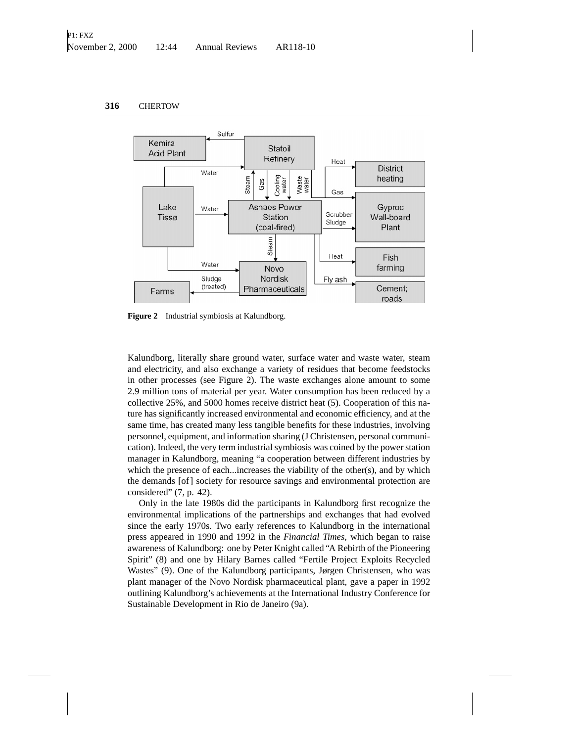**Figure 2** Industrial symbiosis at Kalundborg.

Kalundborg, literally share ground water, surface water and waste water, steam and electricity, and also exchange a variety of residues that become feedstocks in other processes (see Figure 2). The waste exchanges alone amount to some 2.9 million tons of material per year. Water consumption has been reduced by a collective 25%, and 5000 homes receive district heat (5). Cooperation of this nature has significantly increased environmental and economic efficiency, and at the same time, has created many less tangible benefits for these industries, involving personnel, equipment, and information sharing (J Christensen, personal communication). Indeed, the very term industrial symbiosis was coined by the power station manager in Kalundborg, meaning "a cooperation between different industries by which the presence of each...increases the viability of the other(s), and by which the demands [of] society for resource savings and environmental protection are considered" (7, p. 42).

Only in the late 1980s did the participants in Kalundborg first recognize the environmental implications of the partnerships and exchanges that had evolved since the early 1970s. Two early references to Kalundborg in the international press appeared in 1990 and 1992 in the *Financial Times*, which began to raise awareness of Kalundborg: one by Peter Knight called "A Rebirth of the Pioneering Spirit" (8) and one by Hilary Barnes called "Fertile Project Exploits Recycled Wastes" (9). One of the Kalundborg participants, Jørgen Christensen, who was plant manager of the Novo Nordisk pharmaceutical plant, gave a paper in 1992 outlining Kalundborg's achievements at the International Industry Conference for Sustainable Development in Rio de Janeiro (9a).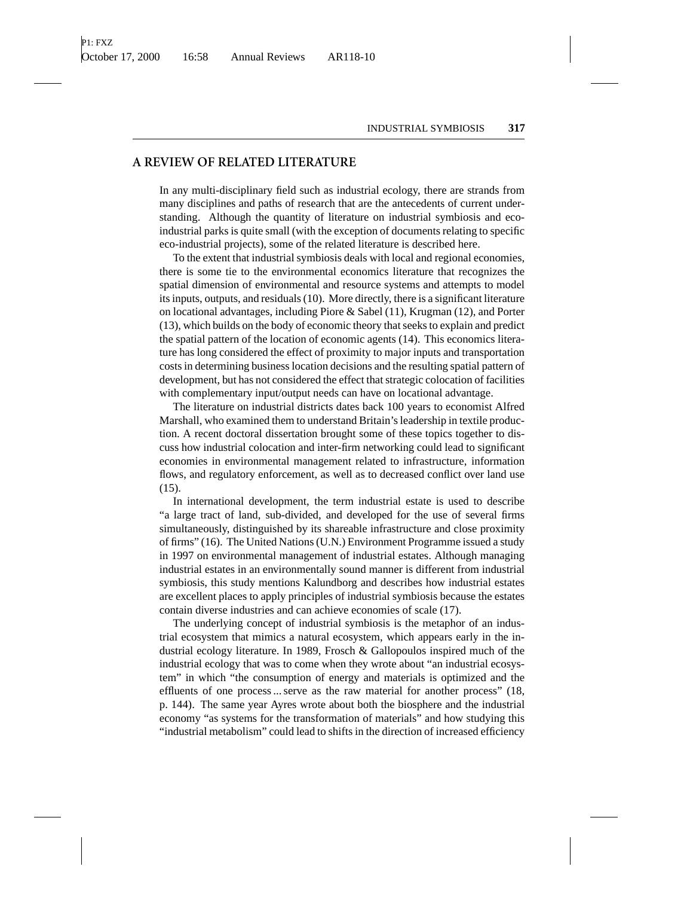## A REVIEW OF RELATED LITERATURE

In any multi-disciplinary field such as industrial ecology, there are strands from many disciplines and paths of research that are the antecedents of current understanding. Although the quantity of literature on industrial symbiosis and eco-industrial parks is quite small (with the exception of documents relating to specific eco-industrial projects), some of the related literature is described here.

To the extent that industrial symbiosis deals with local and regional economies, there is some tie to the environmental economics literature that recognizes the spatial dimension of environmental and resource systems and attempts to model its inputs, outputs, and residuals (10). More directly, there is a significant literature on locational advantages, including Piore & Sabel (11), Krugman (12), and Porter (13), which builds on the body of economic theory that seeks to explain and predict the spatial pattern of the location of economic agents (14). This economics literature has long considered the effect of proximity to major inputs and transportation costs in determining business location decisions and the resulting spatial pattern of development, but has not considered the effect that strategic colocation of facilities with complementary input/output needs can have on locational advantage.

The literature on industrial districts dates back 100 years to economist Alfred Marshall, who examined them to understand Britain's leadership in textile production. A recent doctoral dissertation brought some of these topics together to discuss how industrial colocation and inter-firm networking could lead to significant economies in environmental management related to infrastructure, information flows, and regulatory enforcement, as well as to decreased conflict over land use (15).

In international development, the term industrial estate is used to describe "a large tract of land, sub-divided, and developed for the use of several firms simultaneously, distinguished by its shareable infrastructure and close proximity of firms" (16). The United Nations (U.N.) Environment Programme issued a study in 1997 on environmental management of industrial estates. Although managing industrial estates in an environmentally sound manner is different from industrial symbiosis, this study mentions Kalundborg and describes how industrial estates are excellent places to apply principles of industrial symbiosis because the estates contain diverse industries and can achieve economies of scale (17).

The underlying concept of industrial symbiosis is the metaphor of an industrial ecosystem that mimics a natural ecosystem, which appears early in the industrial ecology literature. In 1989, Frosch & Gallopoulos inspired much of the industrial ecology that was to come when they wrote about "an industrial ecosystem" in which "the consumption of energy and materials is optimized and the effluents of one process ... serve as the raw material for another process" (18, p. 144). The same year Ayres wrote about both the biosphere and the industrial economy "as systems for the transformation of materials" and how studying this "industrial metabolism" could lead to shifts in the direction of increased efficiency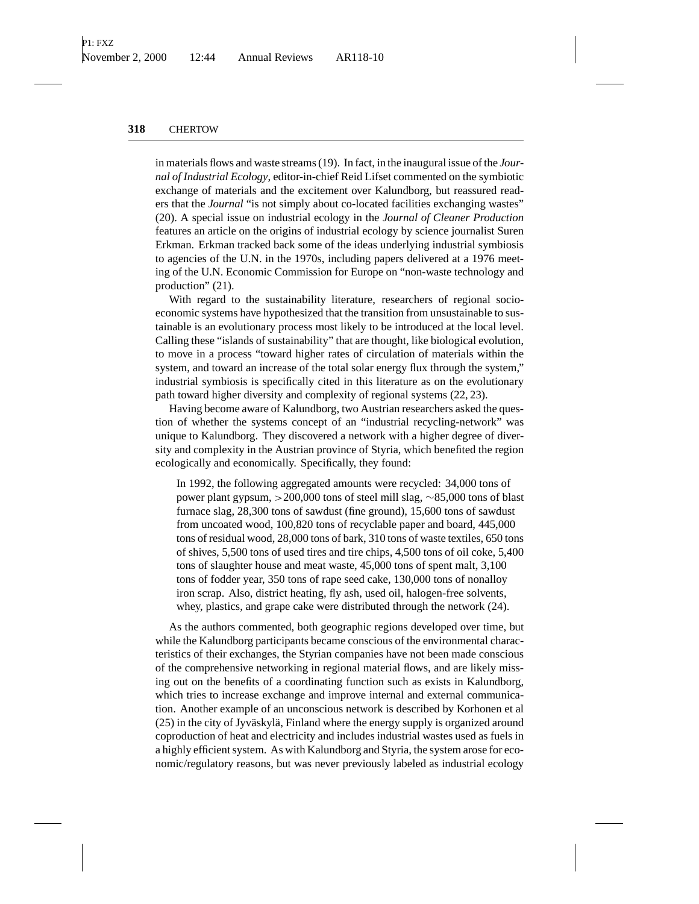in materials flows and waste streams (19). In fact, in the inaugural issue of the *Journal of Industrial Ecology*, editor-in-chief Reid Lifset commented on the symbiotic exchange of materials and the excitement over Kalundborg, but reassured readers that the *Journal* "is not simply about co-located facilities exchanging wastes" (20). A special issue on industrial ecology in the *Journal of Cleaner Production* features an article on the origins of industrial ecology by science journalist Suren Erkman. Erkman tracked back some of the ideas underlying industrial symbiosis to agencies of the U.N. in the 1970s, including papers delivered at a 1976 meeting of the U.N. Economic Commission for Europe on "non-waste technology and production" (21).

With regard to the sustainability literature, researchers of regional socioeconomic systems have hypothesized that the transition from unsustainable to sustainable is an evolutionary process most likely to be introduced at the local level. Calling these "islands of sustainability" that are thought, like biological evolution, to move in a process "toward higher rates of circulation of materials within the system, and toward an increase of the total solar energy flux through the system," industrial symbiosis is specifically cited in this literature as on the evolutionary path toward higher diversity and complexity of regional systems (22, 23).

Having become aware of Kalundborg, two Austrian researchers asked the question of whether the systems concept of an "industrial recycling-network" was unique to Kalundborg. They discovered a network with a higher degree of diversity and complexity in the Austrian province of Styria, which benefited the region ecologically and economically. Specifically, they found:

> In 1992, the following aggregated amounts were recycled: 34,000 tons of power plant gypsum, >200,000 tons of steel mill slag, ~85,000 tons of blast furnace slag, 28,300 tons of sawdust (fine ground), 15,600 tons of sawdust from uncoated wood, 100,820 tons of recyclable paper and board, 445,000 tons of residual wood, 28,000 tons of bark, 310 tons of waste textiles, 650 tons of shives, 5,500 tons of used tires and tire chips, 4,500 tons of oil coke, 5,400 tons of slaughter house and meat waste, 45,000 tons of spent malt, 3,100 tons of fodder year, 350 tons of rape seed cake, 130,000 tons of nonalloy iron scrap. Also, district heating, fly ash, used oil, halogen-free solvents, whey, plastics, and grape cake were distributed through the network (24).

As the authors commented, both geographic regions developed over time, but while the Kalundborg participants became conscious of the environmental characteristics of their exchanges, the Styrian companies have not been made conscious of the comprehensive networking in regional material flows, and are likely missing out on the benefits of a coordinating function such as exists in Kalundborg, which tries to increase exchange and improve internal and external communication. Another example of an unconscious network is described by Korhonen et al (25) in the city of Jyväskylä, Finland where the energy supply is organized around coproduction of heat and electricity and includes industrial wastes used as fuels in a highly efficient system. As with Kalundborg and Styria, the system arose for economic/regulatory reasons, but was never previously labeled as industrial ecology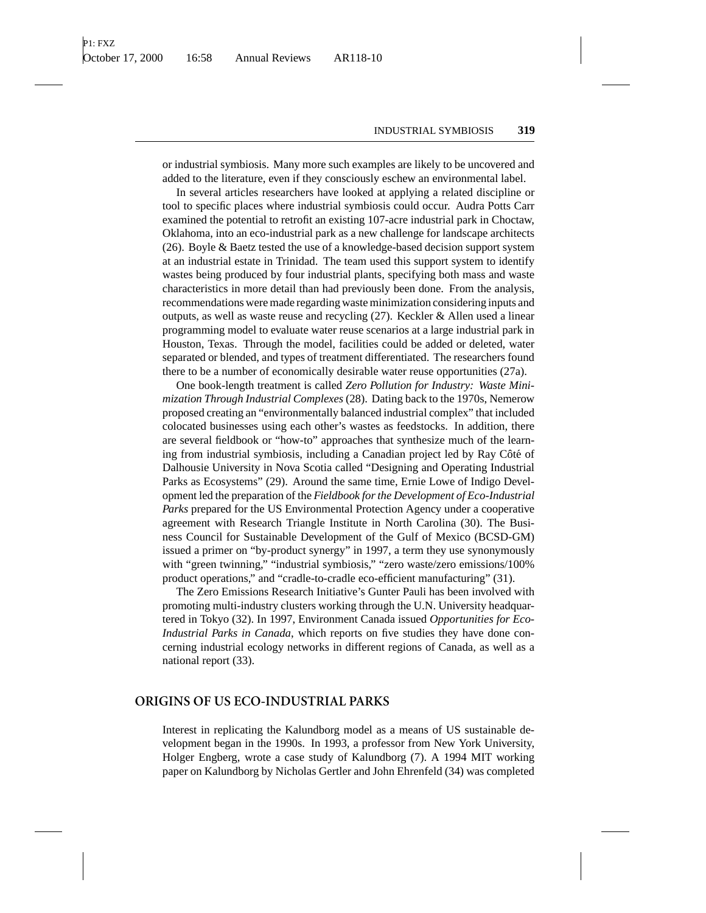or industrial symbiosis. Many more such examples are likely to be uncovered and added to the literature, even if they consciously eschew an environmental label.

In several articles researchers have looked at applying a related discipline or tool to specific places where industrial symbiosis could occur. Audra Potts Carr examined the potential to retrofit an existing 107-acre industrial park in Choctaw, Oklahoma, into an eco-industrial park as a new challenge for landscape architects (26). Boyle & Baetz tested the use of a knowledge-based decision support system at an industrial estate in Trinidad. The team used this support system to identify wastes being produced by four industrial plants, specifying both mass and waste characteristics in more detail than had previously been done. From the analysis, recommendations were made regarding waste minimization considering inputs and outputs, as well as waste reuse and recycling (27). Keckler & Allen used a linear programming model to evaluate water reuse scenarios at a large industrial park in Houston, Texas. Through the model, facilities could be added or deleted, water separated or blended, and types of treatment differentiated. The researchers found there to be a number of economically desirable water reuse opportunities (27a).

One book-length treatment is called *Zero Pollution for Industry: Waste Minimization Through Industrial Complexes* (28). Dating back to the 1970s, Nemerow proposed creating an "environmentally balanced industrial complex" that included colocated businesses using each other's wastes as feedstocks. In addition, there are several fieldbook or "how-to" approaches that synthesize much of the learning from industrial symbiosis, including a Canadian project led by Ray Côté of Dalhousie University in Nova Scotia called "Designing and Operating Industrial Parks as Ecosystems" (29). Around the same time, Ernie Lowe of Indigo Development led the preparation of the *Fieldbook for the Development of Eco-Industrial Parks* prepared for the US Environmental Protection Agency under a cooperative agreement with Research Triangle Institute in North Carolina (30). The Business Council for Sustainable Development of the Gulf of Mexico (BCSD-GM) issued a primer on "by-product synergy" in 1997, a term they use synonymously with "green twinning," "industrial symbiosis," "zero waste/zero emissions/100% product operations," and "cradle-to-cradle eco-efficient manufacturing" (31).

The Zero Emissions Research Initiative's Gunter Pauli has been involved with promoting multi-industry clusters working through the U.N. University headquartered in Tokyo (32). In 1997, Environment Canada issued *Opportunities for Eco-Industrial Parks in Canada*, which reports on five studies they have done concerning industrial ecology networks in different regions of Canada, as well as a national report (33).

## ORIGINS OF US ECO-INDUSTRIAL PARKS

Interest in replicating the Kalundborg model as a means of US sustainable development began in the 1990s. In 1993, a professor from New York University, Holger Engberg, wrote a case study of Kalundborg (7). A 1994 MIT working paper on Kalundborg by Nicholas Gertler and John Ehrenfeld (34) was completed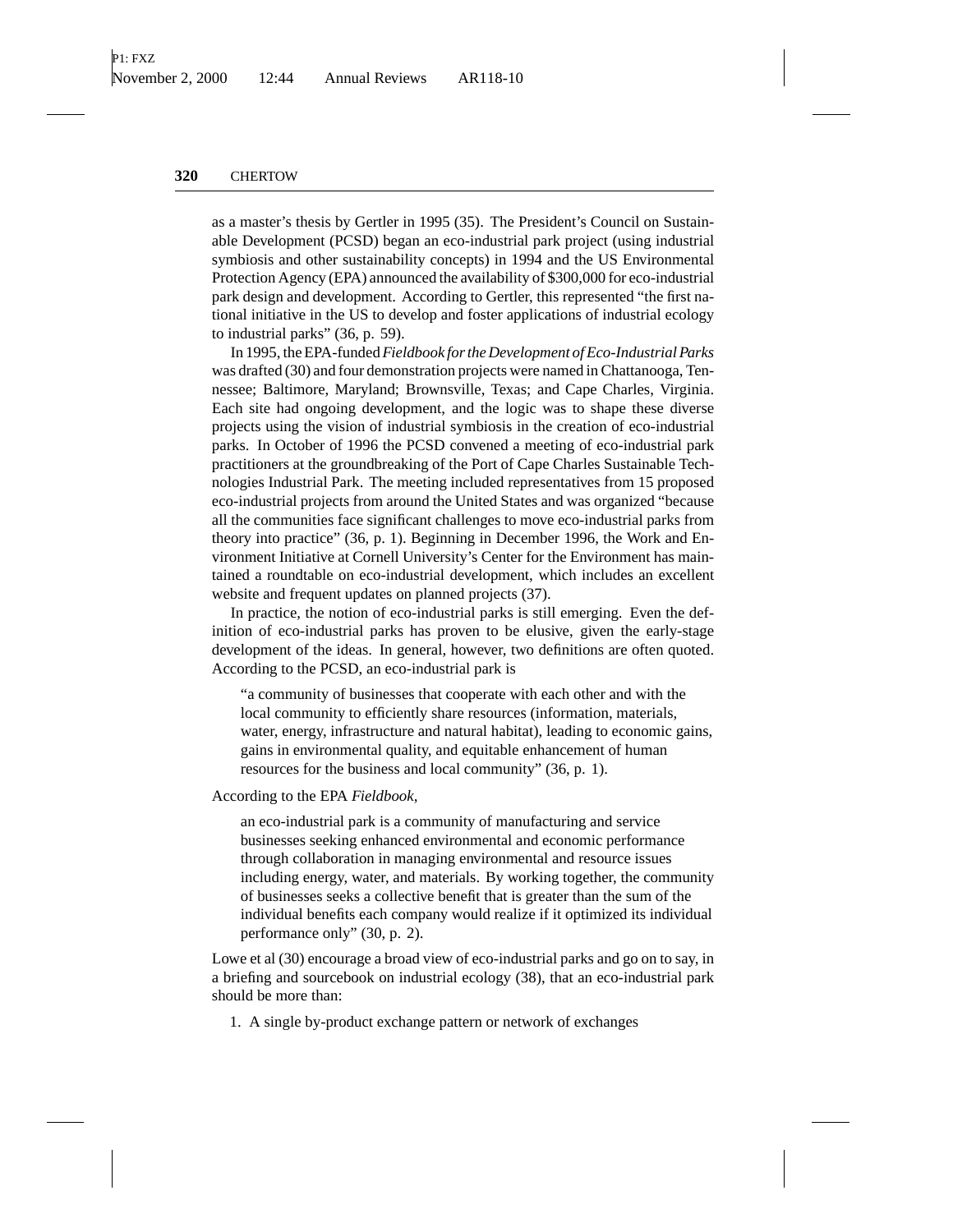as a master's thesis by Gertler in 1995 (35). The President's Council on Sustainable Development (PCSD) began an eco-industrial park project (using industrial symbiosis and other sustainability concepts) in 1994 and the US Environmental Protection Agency (EPA) announced the availability of $300,000 for eco-industrial park design and development. According to Gertler, this represented "the first national initiative in the US to develop and foster applications of industrial ecology to industrial parks" (36, p. 59).

In 1995, the EPA-funded *Fieldbook for the Development of Eco-Industrial Parks* was drafted (30) and four demonstration projects were named in Chattanooga, Tennessee; Baltimore, Maryland; Brownsville, Texas; and Cape Charles, Virginia. Each site had ongoing development, and the logic was to shape these diverse projects using the vision of industrial symbiosis in the creation of eco-industrial parks. In October of 1996 the PCSD convened a meeting of eco-industrial park practitioners at the groundbreaking of the Port of Cape Charles Sustainable Technologies Industrial Park. The meeting included representatives from 15 proposed eco-industrial projects from around the United States and was organized "because all the communities face significant challenges to move eco-industrial parks from theory into practice" (36, p. 1). Beginning in December 1996, the Work and Environment Initiative at Cornell University's Center for the Environment has maintained a roundtable on eco-industrial development, which includes an excellent website and frequent updates on planned projects (37).

In practice, the notion of eco-industrial parks is still emerging. Even the definition of eco-industrial parks has proven to be elusive, given the early-stage development of the ideas. In general, however, two definitions are often quoted. According to the PCSD, an eco-industrial park is

> "a community of businesses that cooperate with each other and with the local community to efficiently share resources (information, materials, water, energy, infrastructure and natural habitat), leading to economic gains, gains in environmental quality, and equitable enhancement of human resources for the business and local community" (36, p. 1).

According to the EPA *Fieldbook*,

> an eco-industrial park is a community of manufacturing and service businesses seeking enhanced environmental and economic performance through collaboration in managing environmental and resource issues including energy, water, and materials. By working together, the community of businesses seeks a collective benefit that is greater than the sum of the individual benefits each company would realize if it optimized its individual performance only" (30, p. 2).

Lowe et al (30) encourage a broad view of eco-industrial parks and go on to say, in a briefing and sourcebook on industrial ecology (38), that an eco-industrial park should be more than:

1. A single by-product exchange pattern or network of exchanges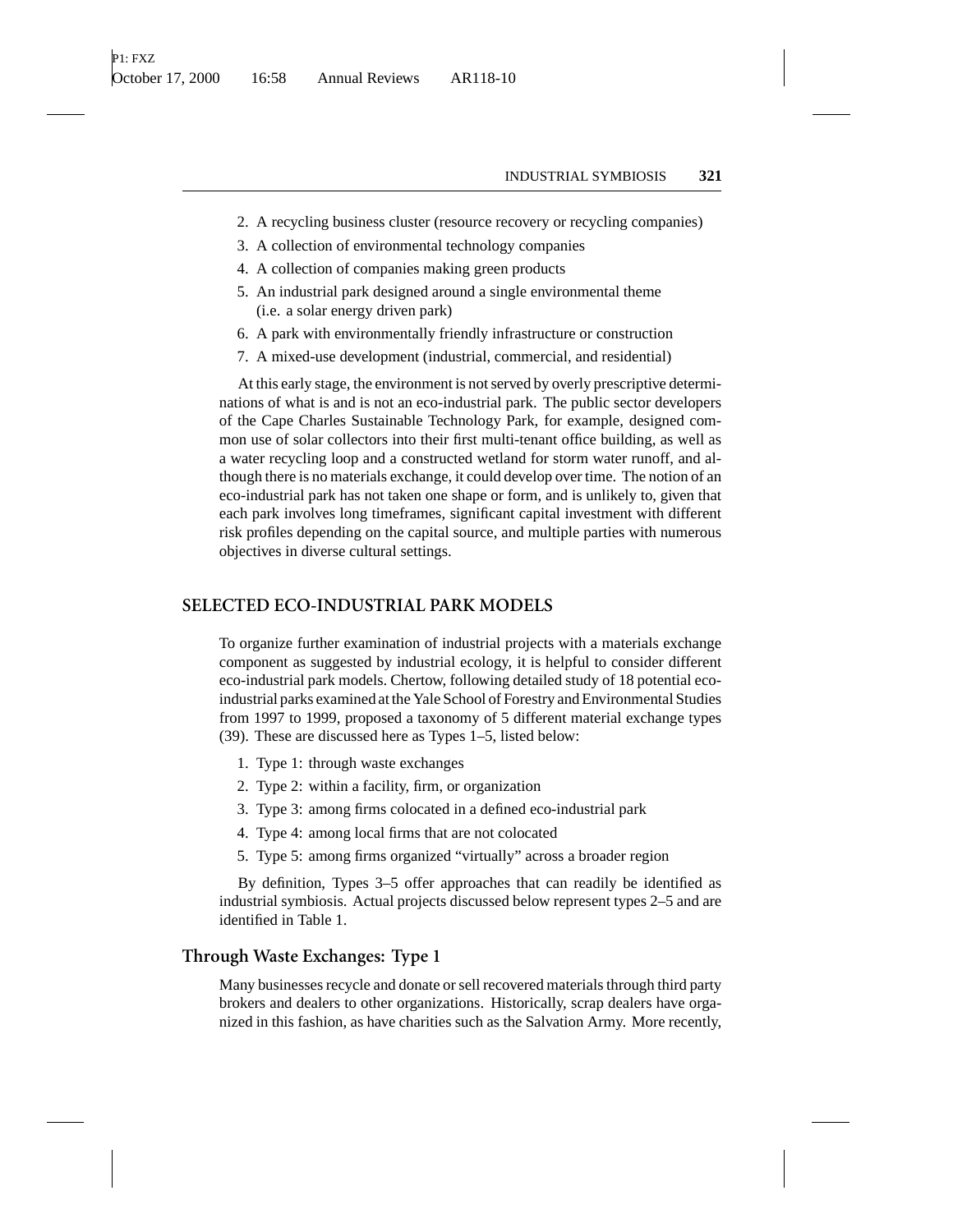2. A recycling business cluster (resource recovery or recycling companies)
3. A collection of environmental technology companies
4. A collection of companies making green products
5. An industrial park designed around a single environmental theme (i.e. a solar energy driven park)
6. A park with environmentally friendly infrastructure or construction
7. A mixed-use development (industrial, commercial, and residential)

At this early stage, the environment is not served by overly prescriptive determinations of what is and is not an eco-industrial park. The public sector developers of the Cape Charles Sustainable Technology Park, for example, designed common use of solar collectors into their first multi-tenant office building, as well as a water recycling loop and a constructed wetland for storm water runoff, and although there is no materials exchange, it could develop over time. The notion of an eco-industrial park has not taken one shape or form, and is unlikely to, given that each park involves long timeframes, significant capital investment with different risk profiles depending on the capital source, and multiple parties with numerous objectives in diverse cultural settings.

## SELECTED ECO-INDUSTRIAL PARK MODELS

To organize further examination of industrial projects with a materials exchange component as suggested by industrial ecology, it is helpful to consider different eco-industrial park models. Chertow, following detailed study of 18 potential eco-industrial parks examined at the Yale School of Forestry and Environmental Studies from 1997 to 1999, proposed a taxonomy of 5 different material exchange types (39). These are discussed here as Types 1–5, listed below:

1. Type 1: through waste exchanges
2. Type 2: within a facility, firm, or organization
3. Type 3: among firms colocated in a defined eco-industrial park
4. Type 4: among local firms that are not colocated
5. Type 5: among firms organized "virtually" across a broader region

By definition, Types 3–5 offer approaches that can readily be identified as industrial symbiosis. Actual projects discussed below represent types 2–5 and are identified in Table 1.

### Through Waste Exchanges: Type 1

Many businesses recycle and donate or sell recovered materials through third party brokers and dealers to other organizations. Historically, scrap dealers have organized in this fashion, as have charities such as the Salvation Army. More recently,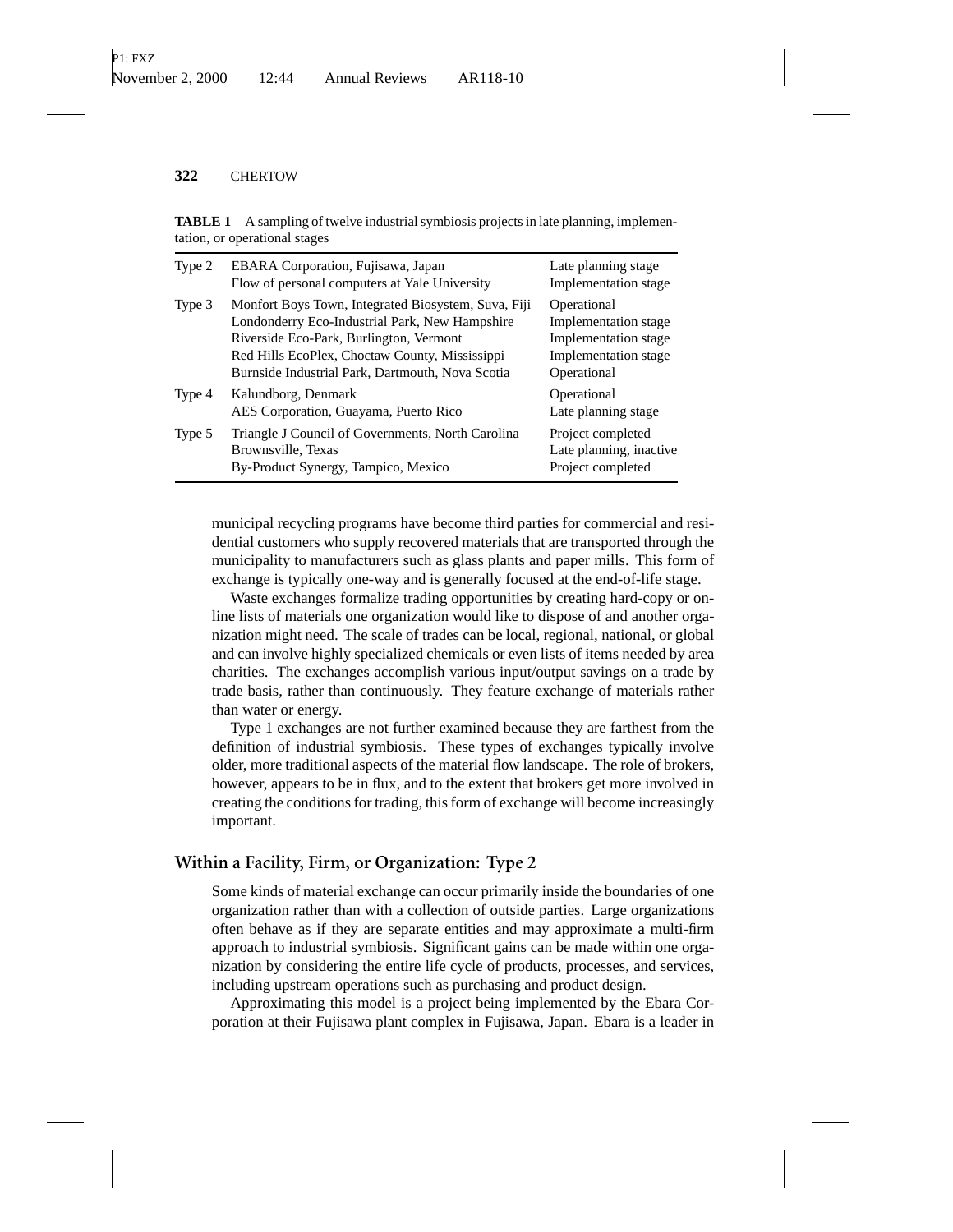**TABLE 1** A sampling of twelve industrial symbiosis projects in late planning, implementation, or operational stages

| | | |
|---|---|---|
| Type 2 | EBARA Corporation, Fujisawa, Japan | Late planning stage |
| | Flow of personal computers at Yale University | Implementation stage |
| Type 3 | Monfort Boys Town, Integrated Biosystem, Suva, Fiji | Operational |
| | Londonderry Eco-Industrial Park, New Hampshire | Implementation stage |
| | Riverside Eco-Park, Burlington, Vermont | Implementation stage |
| | Red Hills EcoPlex, Choctaw County, Mississippi | Implementation stage |
| | Burnside Industrial Park, Dartmouth, Nova Scotia | Operational |
| Type 4 | Kalundborg, Denmark | Operational |
| | AES Corporation, Guayama, Puerto Rico | Late planning stage |
| Type 5 | Triangle J Council of Governments, North Carolina | Project completed |
| | Brownsville, Texas | Late planning, inactive |
| | By-Product Synergy, Tampico, Mexico | Project completed |

municipal recycling programs have become third parties for commercial and residential customers who supply recovered materials that are transported through the municipality to manufacturers such as glass plants and paper mills. This form of exchange is typically one-way and is generally focused at the end-of-life stage.

Waste exchanges formalize trading opportunities by creating hard-copy or online lists of materials one organization would like to dispose of and another organization might need. The scale of trades can be local, regional, national, or global and can involve highly specialized chemicals or even lists of items needed by area charities. The exchanges accomplish various input/output savings on a trade by trade basis, rather than continuously. They feature exchange of materials rather than water or energy.

Type 1 exchanges are not further examined because they are farthest from the definition of industrial symbiosis. These types of exchanges typically involve older, more traditional aspects of the material flow landscape. The role of brokers, however, appears to be in flux, and to the extent that brokers get more involved in creating the conditions for trading, this form of exchange will become increasingly important.

## Within a Facility, Firm, or Organization: Type 2

Some kinds of material exchange can occur primarily inside the boundaries of one organization rather than with a collection of outside parties. Large organizations often behave as if they are separate entities and may approximate a multi-firm approach to industrial symbiosis. Significant gains can be made within one organization by considering the entire life cycle of products, processes, and services, including upstream operations such as purchasing and product design.

Approximating this model is a project being implemented by the Ebara Corporation at their Fujisawa plant complex in Fujisawa, Japan. Ebara is a leader in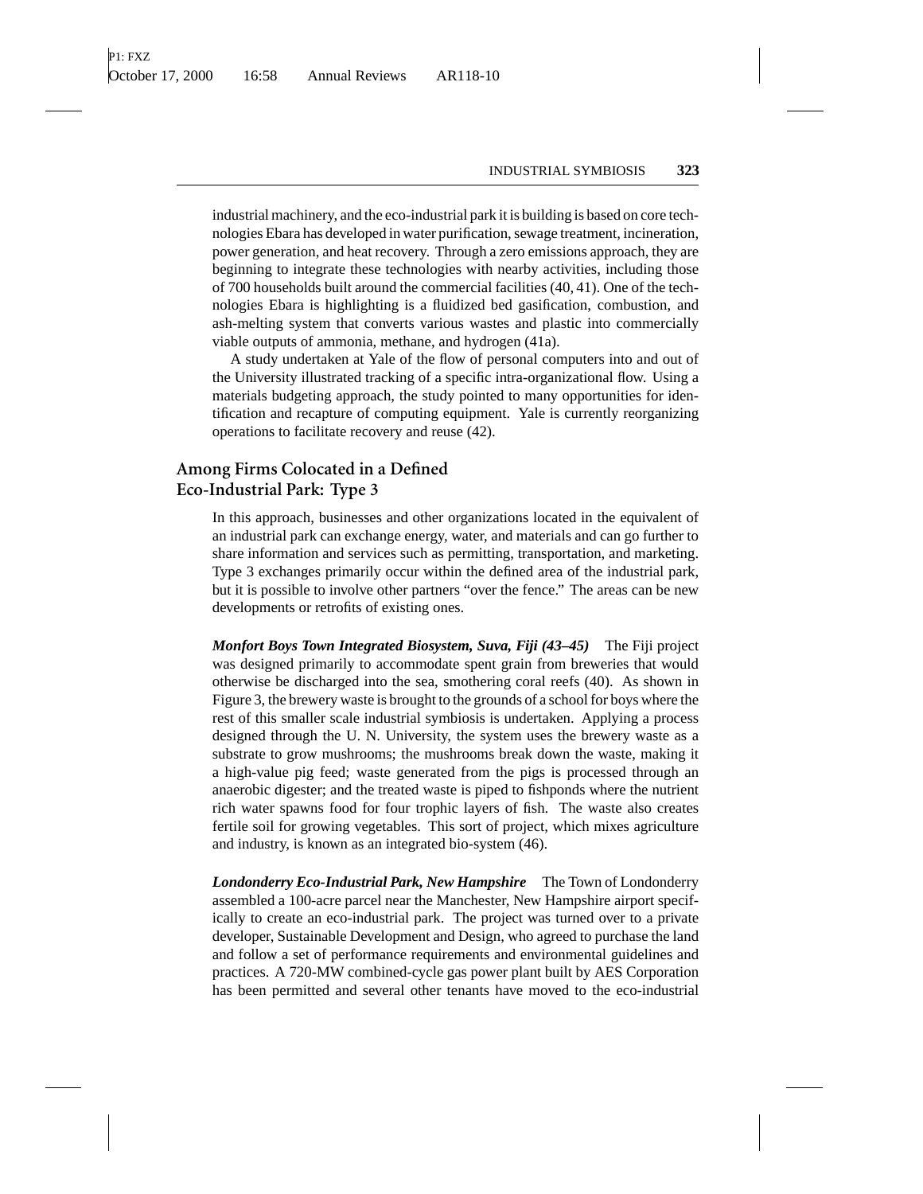industrial machinery, and the eco-industrial park it is building is based on core technologies Ebara has developed in water purification, sewage treatment, incineration, power generation, and heat recovery. Through a zero emissions approach, they are beginning to integrate these technologies with nearby activities, including those of 700 households built around the commercial facilities (40, 41). One of the technologies Ebara is highlighting is a fluidized bed gasification, combustion, and ash-melting system that converts various wastes and plastic into commercially viable outputs of ammonia, methane, and hydrogen (41a).

A study undertaken at Yale of the flow of personal computers into and out of the University illustrated tracking of a specific intra-organizational flow. Using a materials budgeting approach, the study pointed to many opportunities for identification and recapture of computing equipment. Yale is currently reorganizing operations to facilitate recovery and reuse (42).

## Among Firms Colocated in a Defined Eco-Industrial Park: Type 3

In this approach, businesses and other organizations located in the equivalent of an industrial park can exchange energy, water, and materials and can go further to share information and services such as permitting, transportation, and marketing. Type 3 exchanges primarily occur within the defined area of the industrial park, but it is possible to involve other partners "over the fence." The areas can be new developments or retrofits of existing ones.

***Monfort Boys Town Integrated Biosystem, Suva, Fiji (43–45)*** The Fiji project was designed primarily to accommodate spent grain from breweries that would otherwise be discharged into the sea, smothering coral reefs (40). As shown in Figure 3, the brewery waste is brought to the grounds of a school for boys where the rest of this smaller scale industrial symbiosis is undertaken. Applying a process designed through the U. N. University, the system uses the brewery waste as a substrate to grow mushrooms; the mushrooms break down the waste, making it a high-value pig feed; waste generated from the pigs is processed through an anaerobic digester; and the treated waste is piped to fishponds where the nutrient rich water spawns food for four trophic layers of fish. The waste also creates fertile soil for growing vegetables. This sort of project, which mixes agriculture and industry, is known as an integrated bio-system (46).

***Londonderry Eco-Industrial Park, New Hampshire*** The Town of Londonderry assembled a 100-acre parcel near the Manchester, New Hampshire airport specifically to create an eco-industrial park. The project was turned over to a private developer, Sustainable Development and Design, who agreed to purchase the land and follow a set of performance requirements and environmental guidelines and practices. A 720-MW combined-cycle gas power plant built by AES Corporation has been permitted and several other tenants have moved to the eco-industrial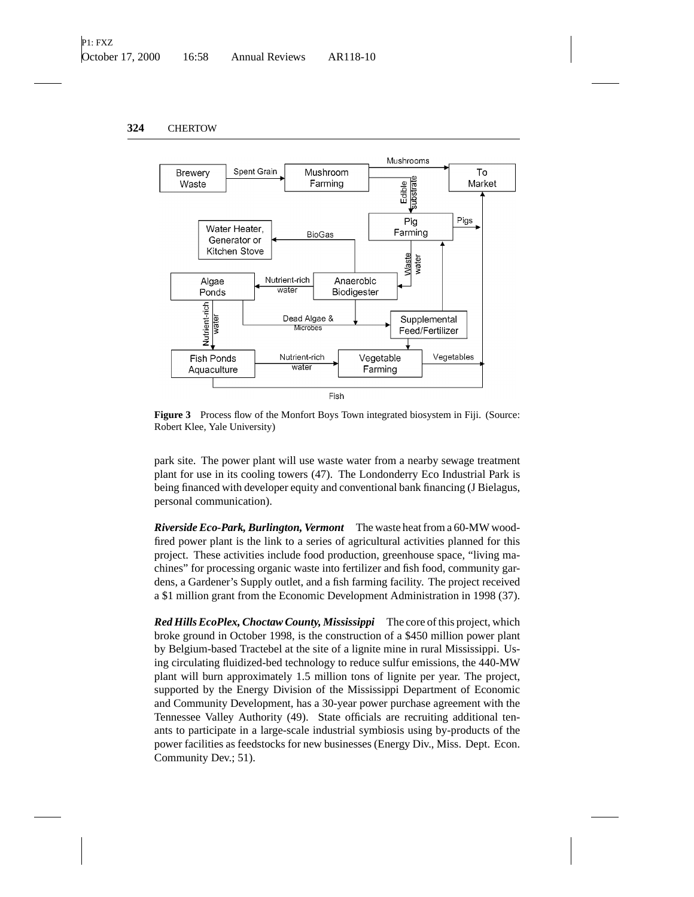**Figure 3** Process flow of the Monfort Boys Town integrated biosystem in Fiji. (Source: Robert Klee, Yale University)

park site. The power plant will use waste water from a nearby sewage treatment plant for use in its cooling towers (47). The Londonderry Eco Industrial Park is being financed with developer equity and conventional bank financing (J Bielagus, personal communication).

***Riverside Eco-Park, Burlington, Vermont*** The waste heat from a 60-MW wood-fired power plant is the link to a series of agricultural activities planned for this project. These activities include food production, greenhouse space, "living machines" for processing organic waste into fertilizer and fish food, community gardens, a Gardener's Supply outlet, and a fish farming facility. The project received a \$1 million grant from the Economic Development Administration in 1998 (37).

***Red Hills EcoPlex, Choctaw County, Mississippi*** The core of this project, which broke ground in October 1998, is the construction of a \$450 million power plant by Belgium-based Tractebel at the site of a lignite mine in rural Mississippi. Using circulating fluidized-bed technology to reduce sulfur emissions, the 440-MW plant will burn approximately 1.5 million tons of lignite per year. The project, supported by the Energy Division of the Mississippi Department of Economic and Community Development, has a 30-year power purchase agreement with the Tennessee Valley Authority (49). State officials are recruiting additional tenants to participate in a large-scale industrial symbiosis using by-products of the power facilities as feedstocks for new businesses (Energy Div., Miss. Dept. Econ. Community Dev.; 51).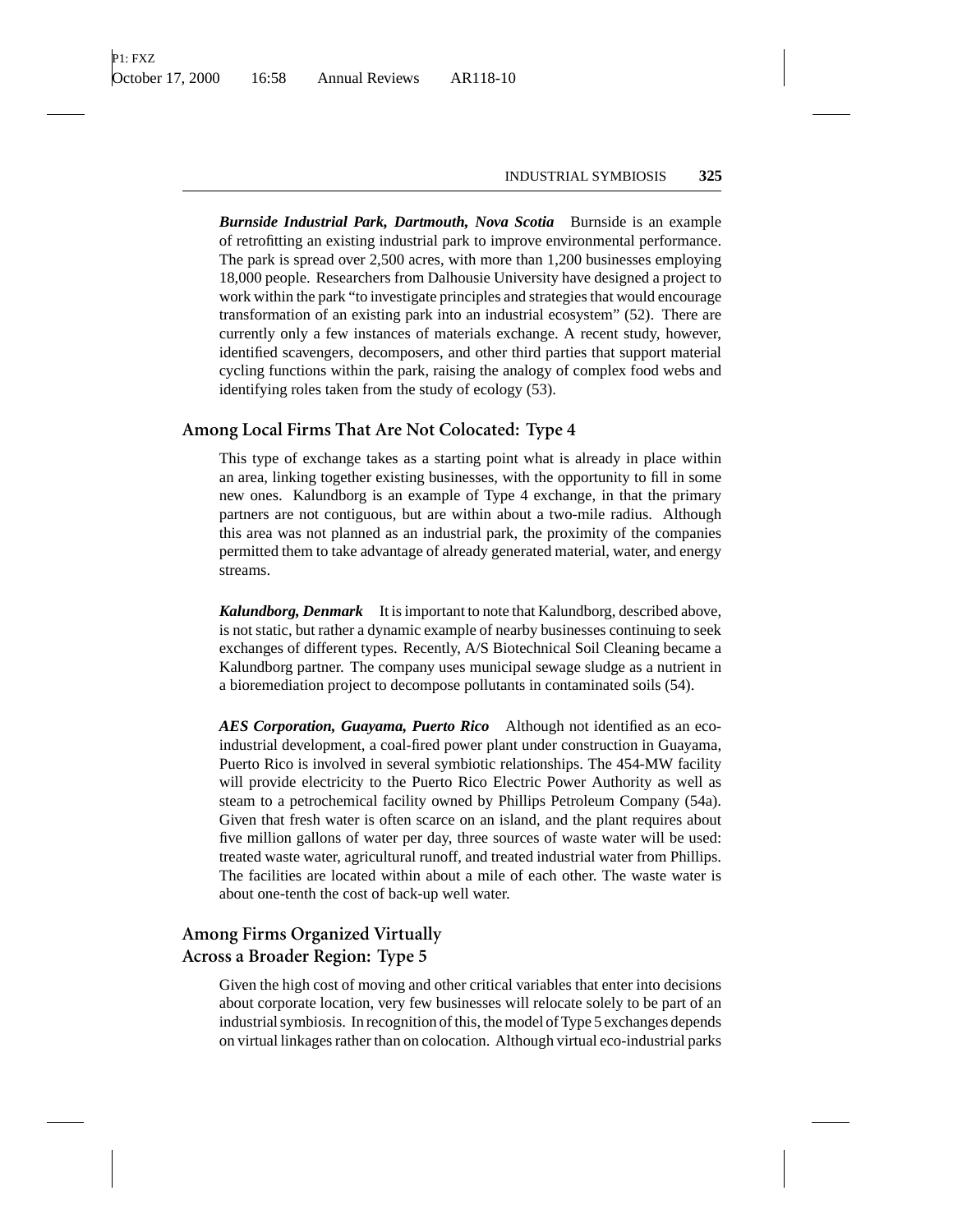***Burnside Industrial Park, Dartmouth, Nova Scotia*** Burnside is an example of retrofitting an existing industrial park to improve environmental performance. The park is spread over 2,500 acres, with more than 1,200 businesses employing 18,000 people. Researchers from Dalhousie University have designed a project to work within the park "to investigate principles and strategies that would encourage transformation of an existing park into an industrial ecosystem" (52). There are currently only a few instances of materials exchange. A recent study, however, identified scavengers, decomposers, and other third parties that support material cycling functions within the park, raising the analogy of complex food webs and identifying roles taken from the study of ecology (53).

## Among Local Firms That Are Not Colocated: Type 4

This type of exchange takes as a starting point what is already in place within an area, linking together existing businesses, with the opportunity to fill in some new ones. Kalundborg is an example of Type 4 exchange, in that the primary partners are not contiguous, but are within about a two-mile radius. Although this area was not planned as an industrial park, the proximity of the companies permitted them to take advantage of already generated material, water, and energy streams.

***Kalundborg, Denmark*** It is important to note that Kalundborg, described above, is not static, but rather a dynamic example of nearby businesses continuing to seek exchanges of different types. Recently, A/S Biotechnical Soil Cleaning became a Kalundborg partner. The company uses municipal sewage sludge as a nutrient in a bioremediation project to decompose pollutants in contaminated soils (54).

***AES Corporation, Guayama, Puerto Rico*** Although not identified as an eco-industrial development, a coal-fired power plant under construction in Guayama, Puerto Rico is involved in several symbiotic relationships. The 454-MW facility will provide electricity to the Puerto Rico Electric Power Authority as well as steam to a petrochemical facility owned by Phillips Petroleum Company (54a). Given that fresh water is often scarce on an island, and the plant requires about five million gallons of water per day, three sources of waste water will be used: treated waste water, agricultural runoff, and treated industrial water from Phillips. The facilities are located within about a mile of each other. The waste water is about one-tenth the cost of back-up well water.

## Among Firms Organized Virtually Across a Broader Region: Type 5

Given the high cost of moving and other critical variables that enter into decisions about corporate location, very few businesses will relocate solely to be part of an industrial symbiosis. In recognition of this, the model of Type 5 exchanges depends on virtual linkages rather than on colocation. Although virtual eco-industrial parks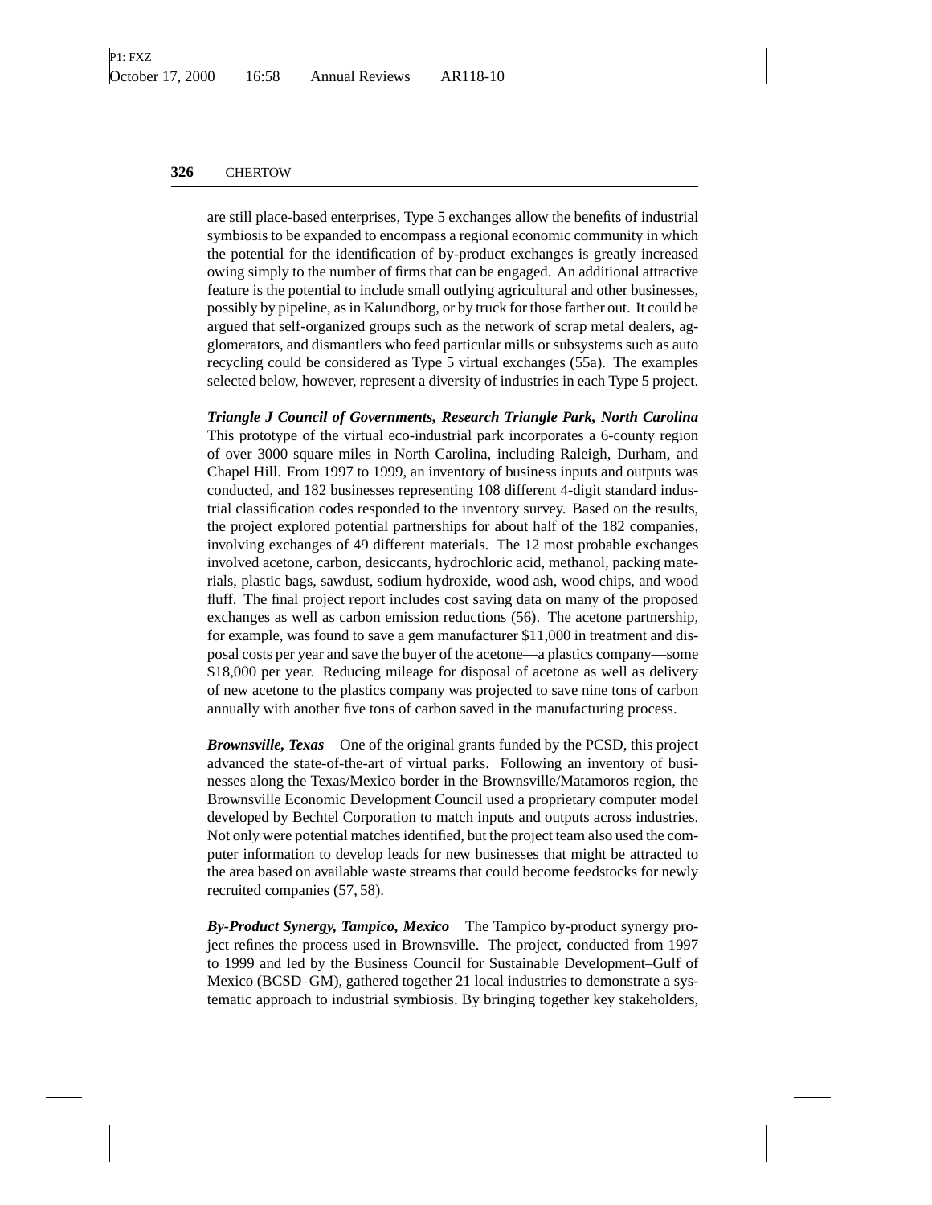are still place-based enterprises, Type 5 exchanges allow the benefits of industrial symbiosis to be expanded to encompass a regional economic community in which the potential for the identification of by-product exchanges is greatly increased owing simply to the number of firms that can be engaged. An additional attractive feature is the potential to include small outlying agricultural and other businesses, possibly by pipeline, as in Kalundborg, or by truck for those farther out. It could be argued that self-organized groups such as the network of scrap metal dealers, agglomerators, and dismantlers who feed particular mills or subsystems such as auto recycling could be considered as Type 5 virtual exchanges (55a). The examples selected below, however, represent a diversity of industries in each Type 5 project.

***Triangle J Council of Governments, Research Triangle Park, North Carolina*** This prototype of the virtual eco-industrial park incorporates a 6-county region of over 3000 square miles in North Carolina, including Raleigh, Durham, and Chapel Hill. From 1997 to 1999, an inventory of business inputs and outputs was conducted, and 182 businesses representing 108 different 4-digit standard industrial classification codes responded to the inventory survey. Based on the results, the project explored potential partnerships for about half of the 182 companies, involving exchanges of 49 different materials. The 12 most probable exchanges involved acetone, carbon, desiccants, hydrochloric acid, methanol, packing materials, plastic bags, sawdust, sodium hydroxide, wood ash, wood chips, and wood fluff. The final project report includes cost saving data on many of the proposed exchanges as well as carbon emission reductions (56). The acetone partnership, for example, was found to save a gem manufacturer \$11,000 in treatment and disposal costs per year and save the buyer of the acetone—a plastics company—some \$18,000 per year. Reducing mileage for disposal of acetone as well as delivery of new acetone to the plastics company was projected to save nine tons of carbon annually with another five tons of carbon saved in the manufacturing process.

***Brownsville, Texas*** One of the original grants funded by the PCSD, this project advanced the state-of-the-art of virtual parks. Following an inventory of businesses along the Texas/Mexico border in the Brownsville/Matamoros region, the Brownsville Economic Development Council used a proprietary computer model developed by Bechtel Corporation to match inputs and outputs across industries. Not only were potential matches identified, but the project team also used the computer information to develop leads for new businesses that might be attracted to the area based on available waste streams that could become feedstocks for newly recruited companies (57, 58).

***By-Product Synergy, Tampico, Mexico*** The Tampico by-product synergy project refines the process used in Brownsville. The project, conducted from 1997 to 1999 and led by the Business Council for Sustainable Development–Gulf of Mexico (BCSD–GM), gathered together 21 local industries to demonstrate a systematic approach to industrial symbiosis. By bringing together key stakeholders,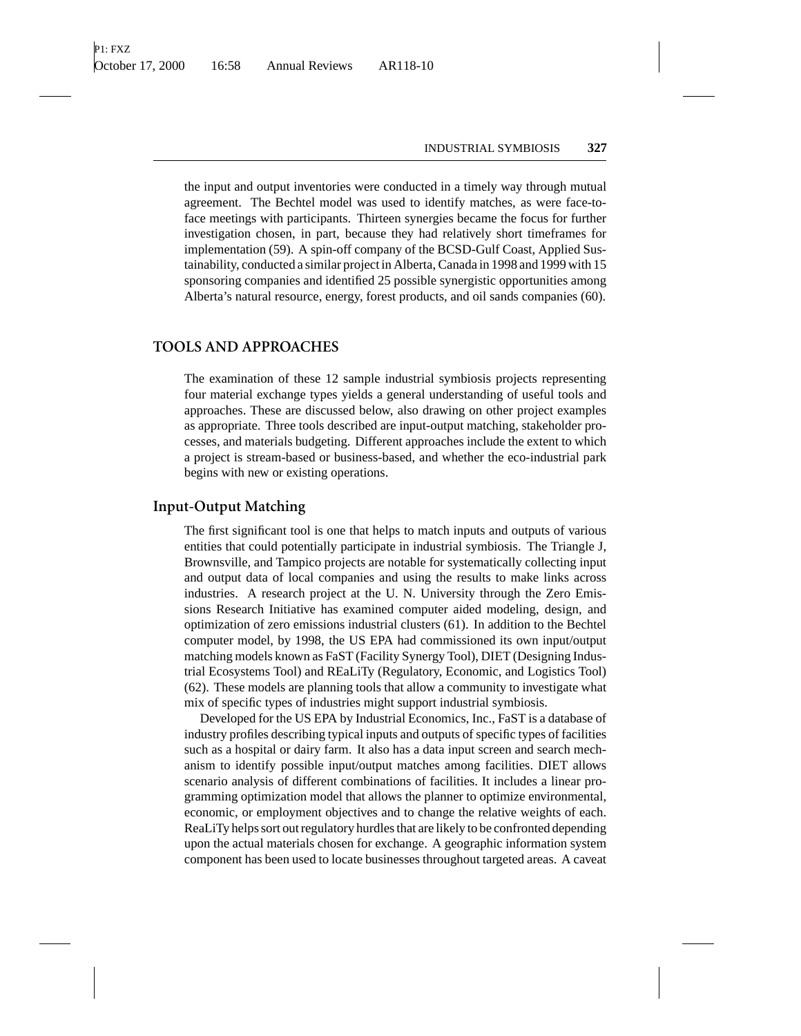the input and output inventories were conducted in a timely way through mutual agreement. The Bechtel model was used to identify matches, as were face-to-face meetings with participants. Thirteen synergies became the focus for further investigation chosen, in part, because they had relatively short timeframes for implementation (59). A spin-off company of the BCSD-Gulf Coast, Applied Sustainability, conducted a similar project in Alberta, Canada in 1998 and 1999 with 15 sponsoring companies and identified 25 possible synergistic opportunities among Alberta's natural resource, energy, forest products, and oil sands companies (60).

## TOOLS AND APPROACHES

The examination of these 12 sample industrial symbiosis projects representing four material exchange types yields a general understanding of useful tools and approaches. These are discussed below, also drawing on other project examples as appropriate. Three tools described are input-output matching, stakeholder processes, and materials budgeting. Different approaches include the extent to which a project is stream-based or business-based, and whether the eco-industrial park begins with new or existing operations.

### Input-Output Matching

The first significant tool is one that helps to match inputs and outputs of various entities that could potentially participate in industrial symbiosis. The Triangle J, Brownsville, and Tampico projects are notable for systematically collecting input and output data of local companies and using the results to make links across industries. A research project at the U. N. University through the Zero Emissions Research Initiative has examined computer aided modeling, design, and optimization of zero emissions industrial clusters (61). In addition to the Bechtel computer model, by 1998, the US EPA had commissioned its own input/output matching models known as FaST (Facility Synergy Tool), DIET (Designing Industrial Ecosystems Tool) and REaLiTy (Regulatory, Economic, and Logistics Tool) (62). These models are planning tools that allow a community to investigate what mix of specific types of industries might support industrial symbiosis.

Developed for the US EPA by Industrial Economics, Inc., FaST is a database of industry profiles describing typical inputs and outputs of specific types of facilities such as a hospital or dairy farm. It also has a data input screen and search mechanism to identify possible input/output matches among facilities. DIET allows scenario analysis of different combinations of facilities. It includes a linear programming optimization model that allows the planner to optimize environmental, economic, or employment objectives and to change the relative weights of each. ReaLiTy helps sort out regulatory hurdles that are likely to be confronted depending upon the actual materials chosen for exchange. A geographic information system component has been used to locate businesses throughout targeted areas. A caveat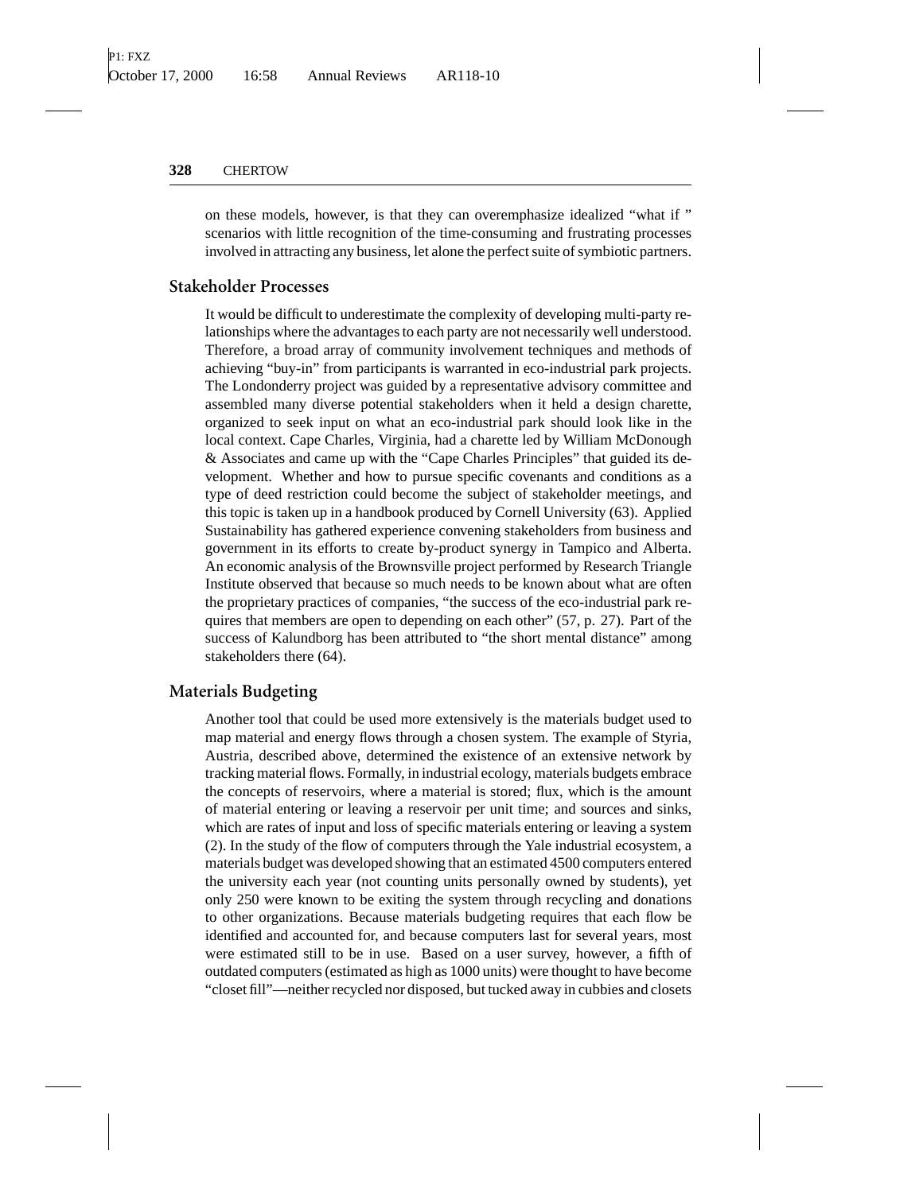on these models, however, is that they can overemphasize idealized "what if " scenarios with little recognition of the time-consuming and frustrating processes involved in attracting any business, let alone the perfect suite of symbiotic partners.

## Stakeholder Processes

It would be difficult to underestimate the complexity of developing multi-party relationships where the advantages to each party are not necessarily well understood. Therefore, a broad array of community involvement techniques and methods of achieving "buy-in" from participants is warranted in eco-industrial park projects. The Londonderry project was guided by a representative advisory committee and assembled many diverse potential stakeholders when it held a design charette, organized to seek input on what an eco-industrial park should look like in the local context. Cape Charles, Virginia, had a charette led by William McDonough & Associates and came up with the "Cape Charles Principles" that guided its development. Whether and how to pursue specific covenants and conditions as a type of deed restriction could become the subject of stakeholder meetings, and this topic is taken up in a handbook produced by Cornell University (63). Applied Sustainability has gathered experience convening stakeholders from business and government in its efforts to create by-product synergy in Tampico and Alberta. An economic analysis of the Brownsville project performed by Research Triangle Institute observed that because so much needs to be known about what are often the proprietary practices of companies, "the success of the eco-industrial park requires that members are open to depending on each other" (57, p. 27). Part of the success of Kalundborg has been attributed to "the short mental distance" among stakeholders there (64).

## Materials Budgeting

Another tool that could be used more extensively is the materials budget used to map material and energy flows through a chosen system. The example of Styria, Austria, described above, determined the existence of an extensive network by tracking material flows. Formally, in industrial ecology, materials budgets embrace the concepts of reservoirs, where a material is stored; flux, which is the amount of material entering or leaving a reservoir per unit time; and sources and sinks, which are rates of input and loss of specific materials entering or leaving a system (2). In the study of the flow of computers through the Yale industrial ecosystem, a materials budget was developed showing that an estimated 4500 computers entered the university each year (not counting units personally owned by students), yet only 250 were known to be exiting the system through recycling and donations to other organizations. Because materials budgeting requires that each flow be identified and accounted for, and because computers last for several years, most were estimated still to be in use. Based on a user survey, however, a fifth of outdated computers (estimated as high as 1000 units) were thought to have become "closet fill"—neither recycled nor disposed, but tucked away in cubbies and closets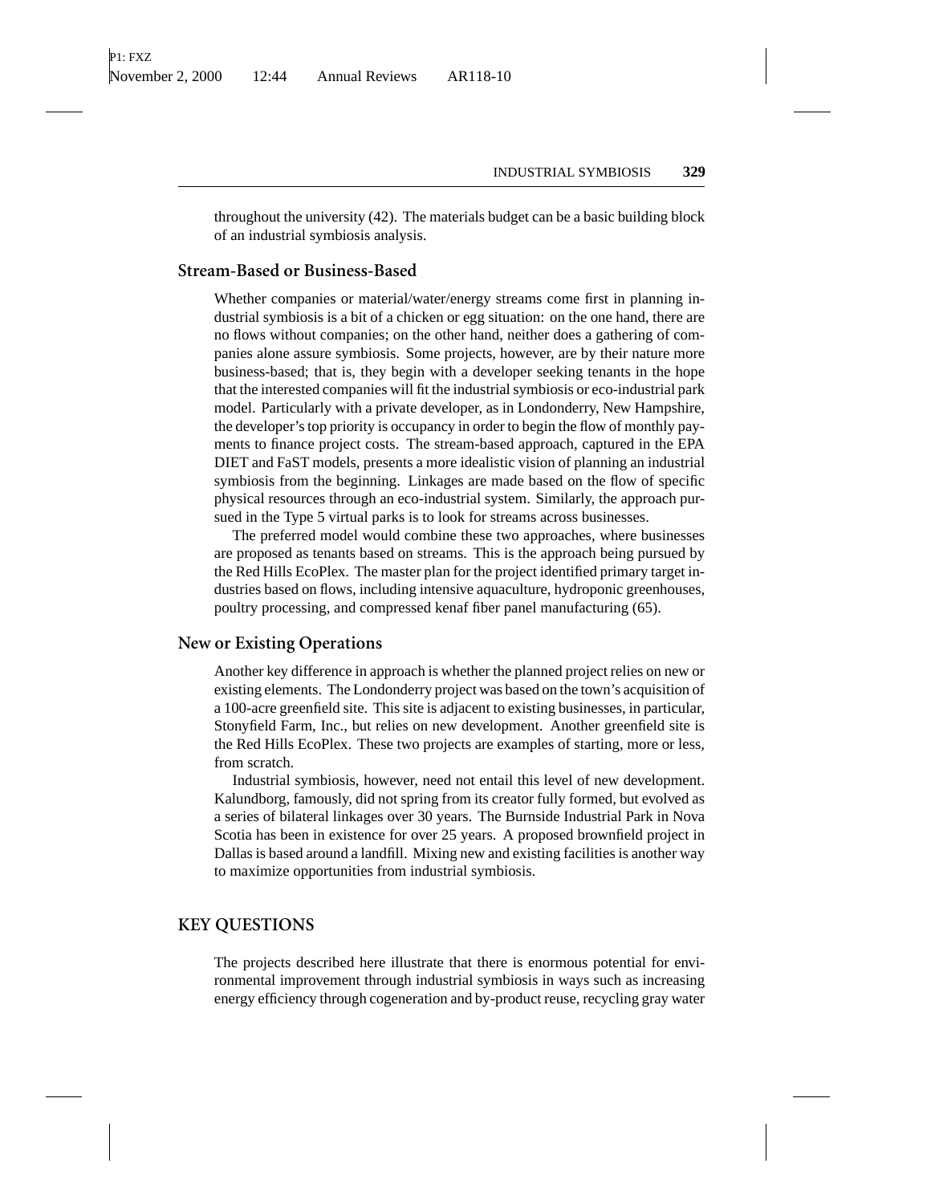throughout the university (42). The materials budget can be a basic building block of an industrial symbiosis analysis.

### Stream-Based or Business-Based

Whether companies or material/water/energy streams come first in planning industrial symbiosis is a bit of a chicken or egg situation: on the one hand, there are no flows without companies; on the other hand, neither does a gathering of companies alone assure symbiosis. Some projects, however, are by their nature more business-based; that is, they begin with a developer seeking tenants in the hope that the interested companies will fit the industrial symbiosis or eco-industrial park model. Particularly with a private developer, as in Londonderry, New Hampshire, the developer's top priority is occupancy in order to begin the flow of monthly payments to finance project costs. The stream-based approach, captured in the EPA DIET and FaST models, presents a more idealistic vision of planning an industrial symbiosis from the beginning. Linkages are made based on the flow of specific physical resources through an eco-industrial system. Similarly, the approach pursued in the Type 5 virtual parks is to look for streams across businesses.

The preferred model would combine these two approaches, where businesses are proposed as tenants based on streams. This is the approach being pursued by the Red Hills EcoPlex. The master plan for the project identified primary target industries based on flows, including intensive aquaculture, hydroponic greenhouses, poultry processing, and compressed kenaf fiber panel manufacturing (65).

### New or Existing Operations

Another key difference in approach is whether the planned project relies on new or existing elements. The Londonderry project was based on the town's acquisition of a 100-acre greenfield site. This site is adjacent to existing businesses, in particular, Stonyfield Farm, Inc., but relies on new development. Another greenfield site is the Red Hills EcoPlex. These two projects are examples of starting, more or less, from scratch.

Industrial symbiosis, however, need not entail this level of new development. Kalundborg, famously, did not spring from its creator fully formed, but evolved as a series of bilateral linkages over 30 years. The Burnside Industrial Park in Nova Scotia has been in existence for over 25 years. A proposed brownfield project in Dallas is based around a landfill. Mixing new and existing facilities is another way to maximize opportunities from industrial symbiosis.

## KEY QUESTIONS

The projects described here illustrate that there is enormous potential for environmental improvement through industrial symbiosis in ways such as increasing energy efficiency through cogeneration and by-product reuse, recycling gray water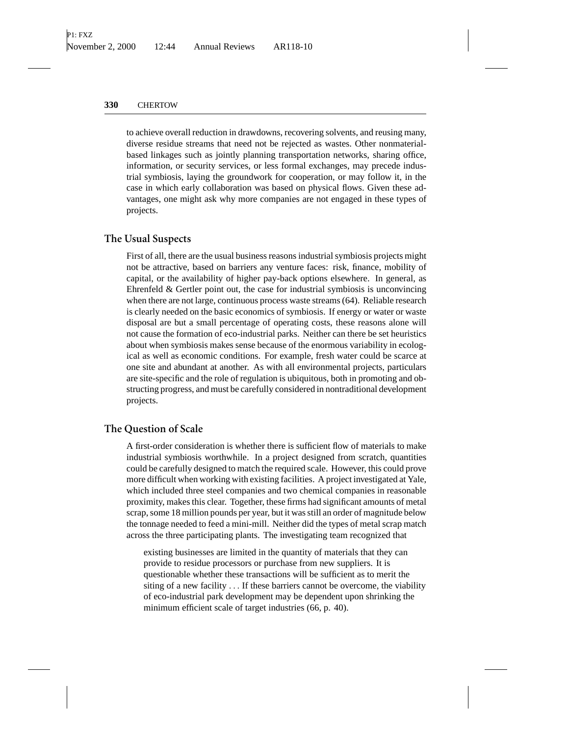to achieve overall reduction in drawdowns, recovering solvents, and reusing many, diverse residue streams that need not be rejected as wastes. Other nonmaterial-based linkages such as jointly planning transportation networks, sharing office, information, or security services, or less formal exchanges, may precede industrial symbiosis, laying the groundwork for cooperation, or may follow it, in the case in which early collaboration was based on physical flows. Given these advantages, one might ask why more companies are not engaged in these types of projects.

## The Usual Suspects

First of all, there are the usual business reasons industrial symbiosis projects might not be attractive, based on barriers any venture faces: risk, finance, mobility of capital, or the availability of higher pay-back options elsewhere. In general, as Ehrenfeld & Gertler point out, the case for industrial symbiosis is unconvincing when there are not large, continuous process waste streams (64). Reliable research is clearly needed on the basic economics of symbiosis. If energy or water or waste disposal are but a small percentage of operating costs, these reasons alone will not cause the formation of eco-industrial parks. Neither can there be set heuristics about when symbiosis makes sense because of the enormous variability in ecological as well as economic conditions. For example, fresh water could be scarce at one site and abundant at another. As with all environmental projects, particulars are site-specific and the role of regulation is ubiquitous, both in promoting and obstructing progress, and must be carefully considered in nontraditional development projects.

## The Question of Scale

A first-order consideration is whether there is sufficient flow of materials to make industrial symbiosis worthwhile. In a project designed from scratch, quantities could be carefully designed to match the required scale. However, this could prove more difficult when working with existing facilities. A project investigated at Yale, which included three steel companies and two chemical companies in reasonable proximity, makes this clear. Together, these firms had significant amounts of metal scrap, some 18 million pounds per year, but it was still an order of magnitude below the tonnage needed to feed a mini-mill. Neither did the types of metal scrap match across the three participating plants. The investigating team recognized that

> existing businesses are limited in the quantity of materials that they can provide to residue processors or purchase from new suppliers. It is questionable whether these transactions will be sufficient as to merit the siting of a new facility . . . If these barriers cannot be overcome, the viability of eco-industrial park development may be dependent upon shrinking the minimum efficient scale of target industries (66, p. 40).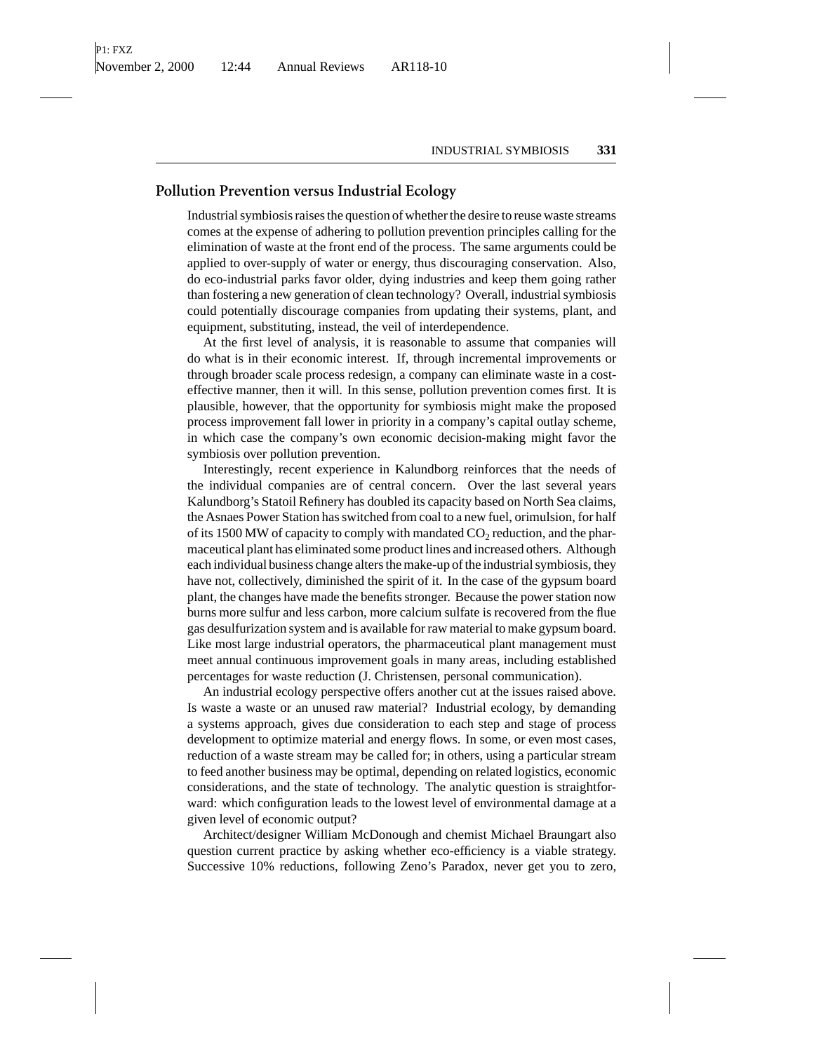## Pollution Prevention versus Industrial Ecology

Industrial symbiosis raises the question of whether the desire to reuse waste streams comes at the expense of adhering to pollution prevention principles calling for the elimination of waste at the front end of the process. The same arguments could be applied to over-supply of water or energy, thus discouraging conservation. Also, do eco-industrial parks favor older, dying industries and keep them going rather than fostering a new generation of clean technology? Overall, industrial symbiosis could potentially discourage companies from updating their systems, plant, and equipment, substituting, instead, the veil of interdependence.

At the first level of analysis, it is reasonable to assume that companies will do what is in their economic interest. If, through incremental improvements or through broader scale process redesign, a company can eliminate waste in a cost-effective manner, then it will. In this sense, pollution prevention comes first. It is plausible, however, that the opportunity for symbiosis might make the proposed process improvement fall lower in priority in a company's capital outlay scheme, in which case the company's own economic decision-making might favor the symbiosis over pollution prevention.

Interestingly, recent experience in Kalundborg reinforces that the needs of the individual companies are of central concern. Over the last several years Kalundborg's Statoil Refinery has doubled its capacity based on North Sea claims, the Asnaes Power Station has switched from coal to a new fuel, orimulsion, for half of its 1500 MW of capacity to comply with mandated $CO_2$ reduction, and the pharmaceutical plant has eliminated some product lines and increased others. Although each individual business change alters the make-up of the industrial symbiosis, they have not, collectively, diminished the spirit of it. In the case of the gypsum board plant, the changes have made the benefits stronger. Because the power station now burns more sulfur and less carbon, more calcium sulfate is recovered from the flue gas desulfurization system and is available for raw material to make gypsum board. Like most large industrial operators, the pharmaceutical plant management must meet annual continuous improvement goals in many areas, including established percentages for waste reduction (J. Christensen, personal communication).

An industrial ecology perspective offers another cut at the issues raised above. Is waste a waste or an unused raw material? Industrial ecology, by demanding a systems approach, gives due consideration to each step and stage of process development to optimize material and energy flows. In some, or even most cases, reduction of a waste stream may be called for; in others, using a particular stream to feed another business may be optimal, depending on related logistics, economic considerations, and the state of technology. The analytic question is straightforward: which configuration leads to the lowest level of environmental damage at a given level of economic output?

Architect/designer William McDonough and chemist Michael Braungart also question current practice by asking whether eco-efficiency is a viable strategy. Successive 10% reductions, following Zeno's Paradox, never get you to zero,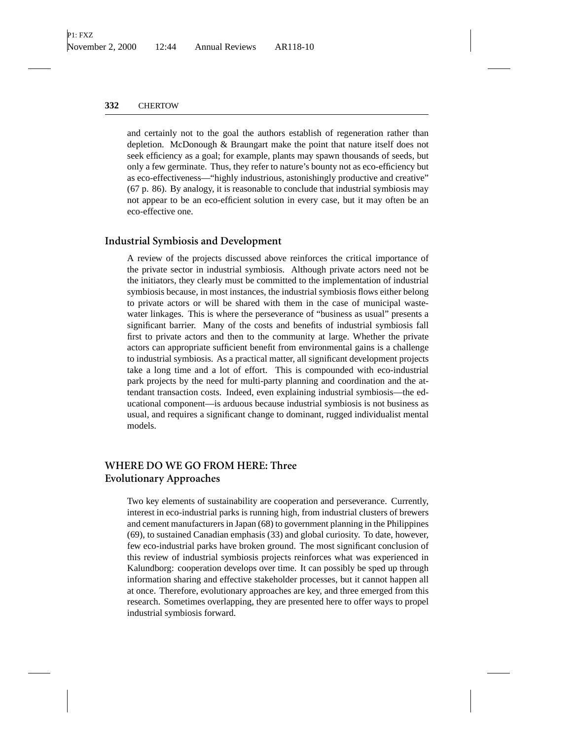and certainly not to the goal the authors establish of regeneration rather than depletion. McDonough & Braungart make the point that nature itself does not seek efficiency as a goal; for example, plants may spawn thousands of seeds, but only a few germinate. Thus, they refer to nature's bounty not as eco-efficiency but as eco-effectiveness—"highly industrious, astonishingly productive and creative" (67 p. 86). By analogy, it is reasonable to conclude that industrial symbiosis may not appear to be an eco-efficient solution in every case, but it may often be an eco-effective one.

### Industrial Symbiosis and Development

A review of the projects discussed above reinforces the critical importance of the private sector in industrial symbiosis. Although private actors need not be the initiators, they clearly must be committed to the implementation of industrial symbiosis because, in most instances, the industrial symbiosis flows either belong to private actors or will be shared with them in the case of municipal wastewater linkages. This is where the perseverance of "business as usual" presents a significant barrier. Many of the costs and benefits of industrial symbiosis fall first to private actors and then to the community at large. Whether the private actors can appropriate sufficient benefit from environmental gains is a challenge to industrial symbiosis. As a practical matter, all significant development projects take a long time and a lot of effort. This is compounded with eco-industrial park projects by the need for multi-party planning and coordination and the attendant transaction costs. Indeed, even explaining industrial symbiosis—the educational component—is arduous because industrial symbiosis is not business as usual, and requires a significant change to dominant, rugged individualist mental models.

## WHERE DO WE GO FROM HERE: Three Evolutionary Approaches

Two key elements of sustainability are cooperation and perseverance. Currently, interest in eco-industrial parks is running high, from industrial clusters of brewers and cement manufacturers in Japan (68) to government planning in the Philippines (69), to sustained Canadian emphasis (33) and global curiosity. To date, however, few eco-industrial parks have broken ground. The most significant conclusion of this review of industrial symbiosis projects reinforces what was experienced in Kalundborg: cooperation develops over time. It can possibly be sped up through information sharing and effective stakeholder processes, but it cannot happen all at once. Therefore, evolutionary approaches are key, and three emerged from this research. Sometimes overlapping, they are presented here to offer ways to propel industrial symbiosis forward.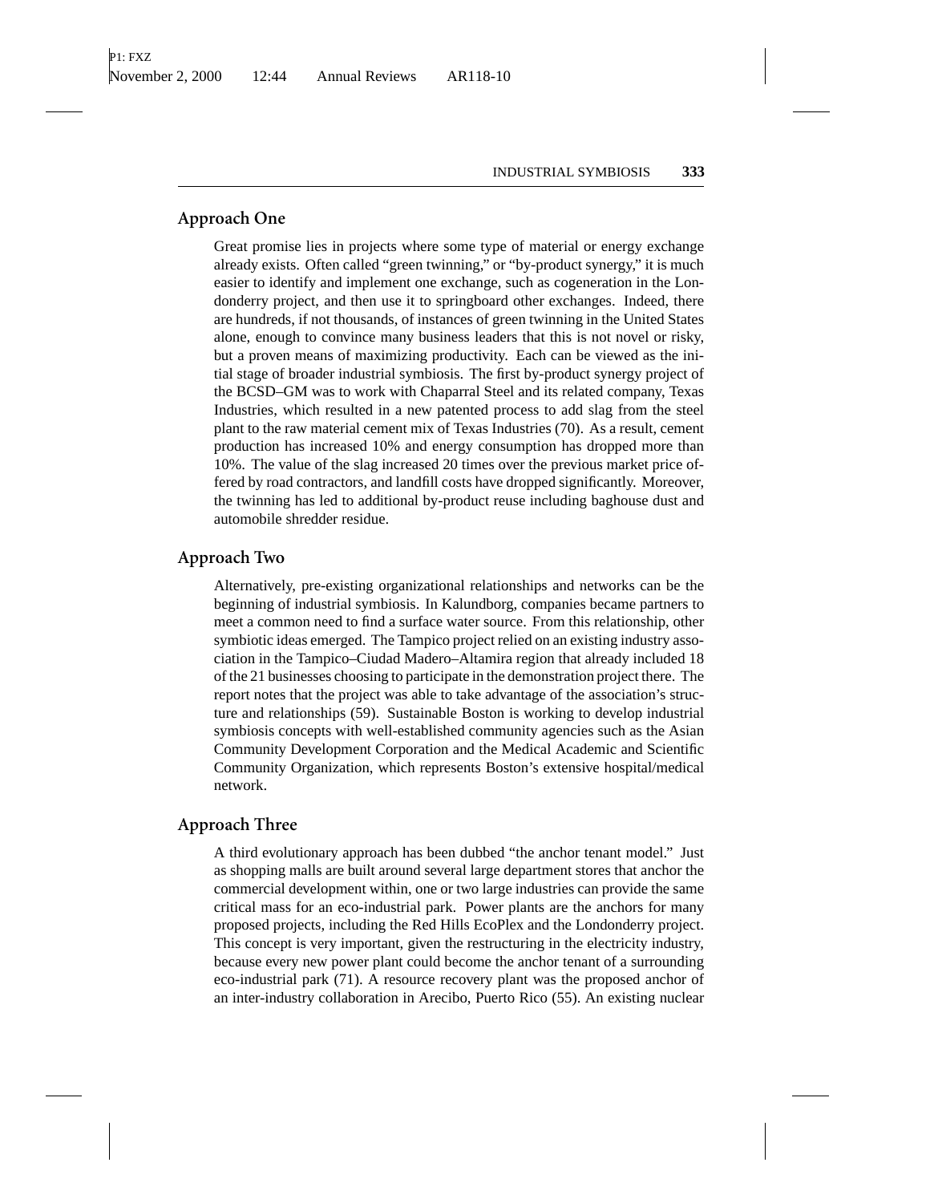## Approach One

Great promise lies in projects where some type of material or energy exchange already exists. Often called "green twinning," or "by-product synergy," it is much easier to identify and implement one exchange, such as cogeneration in the Londonderry project, and then use it to springboard other exchanges. Indeed, there are hundreds, if not thousands, of instances of green twinning in the United States alone, enough to convince many business leaders that this is not novel or risky, but a proven means of maximizing productivity. Each can be viewed as the initial stage of broader industrial symbiosis. The first by-product synergy project of the BCSD–GM was to work with Chaparral Steel and its related company, Texas Industries, which resulted in a new patented process to add slag from the steel plant to the raw material cement mix of Texas Industries (70). As a result, cement production has increased 10% and energy consumption has dropped more than 10%. The value of the slag increased 20 times over the previous market price offered by road contractors, and landfill costs have dropped significantly. Moreover, the twinning has led to additional by-product reuse including baghouse dust and automobile shredder residue.

## Approach Two

Alternatively, pre-existing organizational relationships and networks can be the beginning of industrial symbiosis. In Kalundborg, companies became partners to meet a common need to find a surface water source. From this relationship, other symbiotic ideas emerged. The Tampico project relied on an existing industry association in the Tampico–Ciudad Madero–Altamira region that already included 18 of the 21 businesses choosing to participate in the demonstration project there. The report notes that the project was able to take advantage of the association's structure and relationships (59). Sustainable Boston is working to develop industrial symbiosis concepts with well-established community agencies such as the Asian Community Development Corporation and the Medical Academic and Scientific Community Organization, which represents Boston's extensive hospital/medical network.

## Approach Three

A third evolutionary approach has been dubbed "the anchor tenant model." Just as shopping malls are built around several large department stores that anchor the commercial development within, one or two large industries can provide the same critical mass for an eco-industrial park. Power plants are the anchors for many proposed projects, including the Red Hills EcoPlex and the Londonderry project. This concept is very important, given the restructuring in the electricity industry, because every new power plant could become the anchor tenant of a surrounding eco-industrial park (71). A resource recovery plant was the proposed anchor of an inter-industry collaboration in Arecibo, Puerto Rico (55). An existing nuclear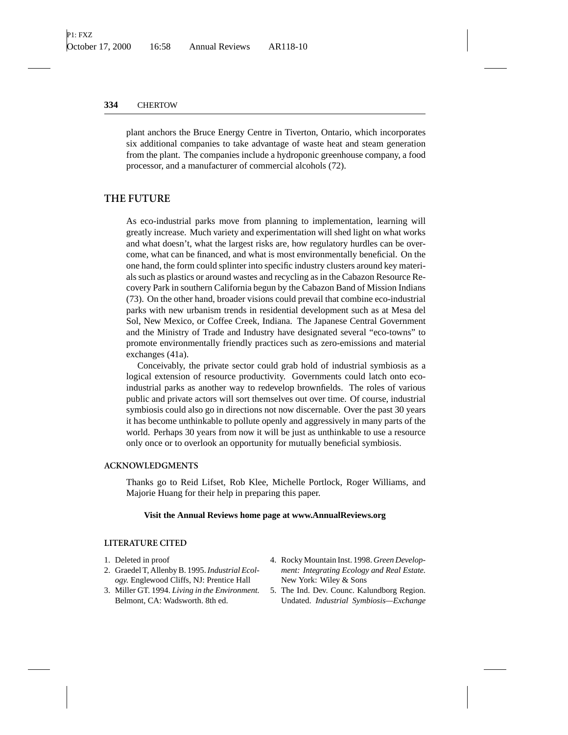plant anchors the Bruce Energy Centre in Tiverton, Ontario, which incorporates six additional companies to take advantage of waste heat and steam generation from the plant. The companies include a hydroponic greenhouse company, a food processor, and a manufacturer of commercial alcohols (72).

## THE FUTURE

As eco-industrial parks move from planning to implementation, learning will greatly increase. Much variety and experimentation will shed light on what works and what doesn't, what the largest risks are, how regulatory hurdles can be overcome, what can be financed, and what is most environmentally beneficial. On the one hand, the form could splinter into specific industry clusters around key materials such as plastics or around wastes and recycling as in the Cabazon Resource Recovery Park in southern California begun by the Cabazon Band of Mission Indians (73). On the other hand, broader visions could prevail that combine eco-industrial parks with new urbanism trends in residential development such as at Mesa del Sol, New Mexico, or Coffee Creek, Indiana. The Japanese Central Government and the Ministry of Trade and Industry have designated several "eco-towns" to promote environmentally friendly practices such as zero-emissions and material exchanges (41a).

Conceivably, the private sector could grab hold of industrial symbiosis as a logical extension of resource productivity. Governments could latch onto eco-industrial parks as another way to redevelop brownfields. The roles of various public and private actors will sort themselves out over time. Of course, industrial symbiosis could also go in directions not now discernable. Over the past 30 years it has become unthinkable to pollute openly and aggressively in many parts of the world. Perhaps 30 years from now it will be just as unthinkable to use a resource only once or to overlook an opportunity for mutually beneficial symbiosis.

### ACKNOWLEDGMENTS

Thanks go to Reid Lifset, Rob Klee, Michelle Portlock, Roger Williams, and Majorie Huang for their help in preparing this paper.

**Visit the Annual Reviews home page at www.AnnualReviews.org**

### LITERATURE CITED

1. Deleted in proof
2. Graedel T, Allenby B. 1995. *Industrial Ecology.* Englewood Cliffs, NJ: Prentice Hall
3. Miller GT. 1994. *Living in the Environment.* Belmont, CA: Wadsworth. 8th ed.
4. Rocky Mountain Inst. 1998. *Green Development: Integrating Ecology and Real Estate.* New York: Wiley & Sons
5. The Ind. Dev. Counc. Kalundborg Region. Undated. *Industrial Symbiosis—Exchange*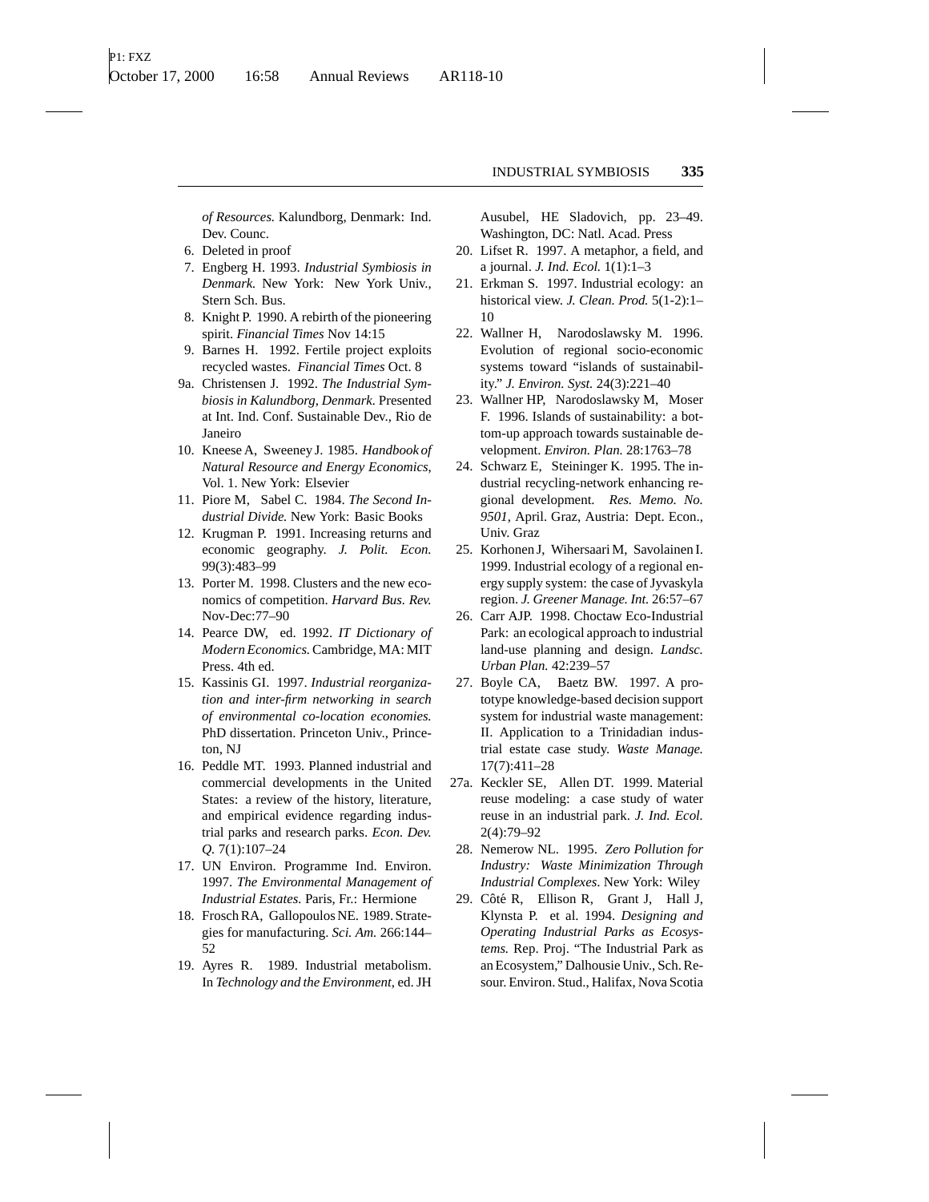*of Resources.* Kalundborg, Denmark: Ind. Dev. Counc.

6. Deleted in proof
7. Engberg H. 1993. *Industrial Symbiosis in Denmark.* New York: New York Univ., Stern Sch. Bus.
8. Knight P. 1990. A rebirth of the pioneering spirit. *Financial Times* Nov 14:15
9. Barnes H. 1992. Fertile project exploits recycled wastes. *Financial Times* Oct. 8

9a. Christensen J. 1992. *The Industrial Symbiosis in Kalundborg, Denmark.* Presented at Int. Ind. Conf. Sustainable Dev., Rio de Janeiro

10. Kneese A, Sweeney J. 1985. *Handbook of Natural Resource and Energy Economics*, Vol. 1. New York: Elsevier
11. Piore M, Sabel C. 1984. *The Second Industrial Divide.* New York: Basic Books
12. Krugman P. 1991. Increasing returns and economic geography. *J. Polit. Econ.* 99(3):483–99
13. Porter M. 1998. Clusters and the new economics of competition. *Harvard Bus. Rev.* Nov-Dec:77–90
14. Pearce DW, ed. 1992. *IT Dictionary of Modern Economics.* Cambridge, MA: MIT Press. 4th ed.
15. Kassinis GI. 1997. *Industrial reorganization and inter-firm networking in search of environmental co-location economies.* PhD dissertation. Princeton Univ., Princeton, NJ
16. Peddle MT. 1993. Planned industrial and commercial developments in the United States: a review of the history, literature, and empirical evidence regarding industrial parks and research parks. *Econ. Dev. Q.* 7(1):107–24
17. UN Environ. Programme Ind. Environ. 1997. *The Environmental Management of Industrial Estates.* Paris, Fr.: Hermione
18. Frosch RA, Gallopoulos NE. 1989. Strategies for manufacturing. *Sci. Am.* 266:144–52
19. Ayres R. 1989. Industrial metabolism. In *Technology and the Environment*, ed. JH Ausubel, HE Sladovich, pp. 23–49. Washington, DC: Natl. Acad. Press
20. Lifset R. 1997. A metaphor, a field, and a journal. *J. Ind. Ecol.* 1(1):1–3
21. Erkman S. 1997. Industrial ecology: an historical view. *J. Clean. Prod.* 5(1-2):1–10
22. Wallner H, Narodoslawsky M. 1996. Evolution of regional socio-economic systems toward "islands of sustainability." *J. Environ. Syst.* 24(3):221–40
23. Wallner HP, Narodoslawsky M, Moser F. 1996. Islands of sustainability: a bottom-up approach towards sustainable development. *Environ. Plan.* 28:1763–78
24. Schwarz E, Steininger K. 1995. The industrial recycling-network enhancing regional development. *Res. Memo. No. 9501*, April. Graz, Austria: Dept. Econ., Univ. Graz
25. Korhonen J, Wihersaari M, Savolainen I. 1999. Industrial ecology of a regional energy supply system: the case of Jyvaskyla region. *J. Greener Manage. Int.* 26:57–67
26. Carr AJP. 1998. Choctaw Eco-Industrial Park: an ecological approach to industrial land-use planning and design. *Landsc. Urban Plan.* 42:239–57
27. Boyle CA, Baetz BW. 1997. A prototype knowledge-based decision support system for industrial waste management: II. Application to a Trinidadian industrial estate case study. *Waste Manage.* 17(7):411–28

27a. Keckler SE, Allen DT. 1999. Material reuse modeling: a case study of water reuse in an industrial park. *J. Ind. Ecol.* 2(4):79–92

28. Nemerow NL. 1995. *Zero Pollution for Industry: Waste Minimization Through Industrial Complexes.* New York: Wiley
29. Côté R, Ellison R, Grant J, Hall J, Klynsta P. et al. 1994. *Designing and Operating Industrial Parks as Ecosystems.* Rep. Proj. "The Industrial Park as an Ecosystem," Dalhousie Univ., Sch. Resour. Environ. Stud., Halifax, Nova Scotia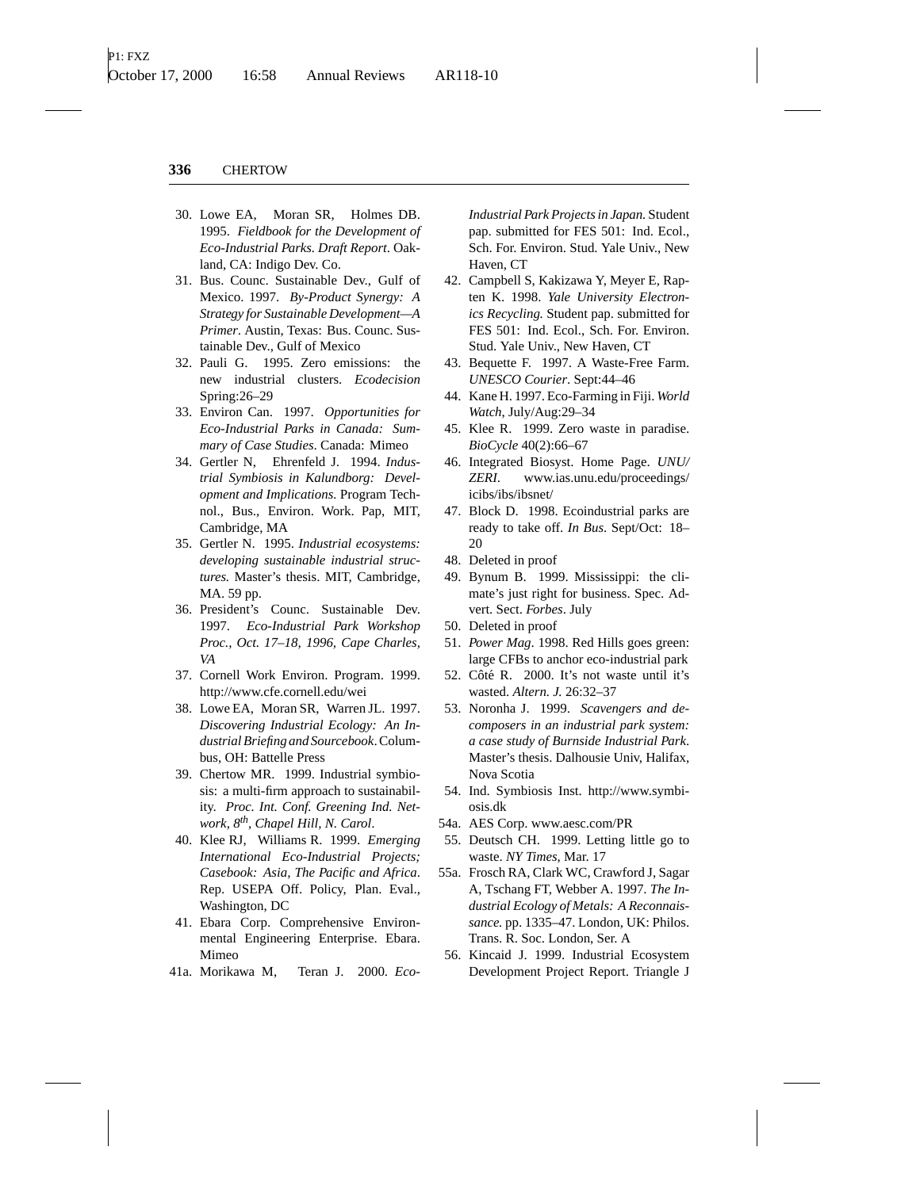30. Lowe EA, Moran SR, Holmes DB. 1995. *Fieldbook for the Development of Eco-Industrial Parks. Draft Report*. Oakland, CA: Indigo Dev. Co.
31. Bus. Counc. Sustainable Dev., Gulf of Mexico. 1997. *By-Product Synergy: A Strategy for Sustainable Development—A Primer*. Austin, Texas: Bus. Counc. Sustainable Dev., Gulf of Mexico
32. Pauli G. 1995. Zero emissions: the new industrial clusters. *Ecodecision* Spring:26–29
33. Environ Can. 1997. *Opportunities for Eco-Industrial Parks in Canada: Summary of Case Studies*. Canada: Mimeo
34. Gertler N, Ehrenfeld J. 1994. *Industrial Symbiosis in Kalundborg: Development and Implications.* Program Technol., Bus., Environ. Work. Pap, MIT, Cambridge, MA
35. Gertler N. 1995. *Industrial ecosystems: developing sustainable industrial structures.* Master's thesis. MIT, Cambridge, MA. 59 pp.
36. President's Counc. Sustainable Dev. 1997. *Eco-Industrial Park Workshop Proc., Oct. 17–18, 1996, Cape Charles, VA*
37. Cornell Work Environ. Program. 1999. http://www.cfe.cornell.edu/wei
38. Lowe EA, Moran SR, Warren JL. 1997. *Discovering Industrial Ecology: An Industrial Briefing and Sourcebook*. Columbus, OH: Battelle Press
39. Chertow MR. 1999. Industrial symbiosis: a multi-firm approach to sustainability. *Proc. Int. Conf. Greening Ind. Network, 8th, Chapel Hill, N. Carol*.
40. Klee RJ, Williams R. 1999. *Emerging International Eco-Industrial Projects; Casebook: Asia, The Pacific and Africa*. Rep. USEPA Off. Policy, Plan. Eval., Washington, DC
41. Ebara Corp. Comprehensive Environmental Engineering Enterprise. Ebara. Mimeo

41a. Morikawa M, Teran J. 2000. *Eco-Industrial Park Projects in Japan.* Student pap. submitted for FES 501: Ind. Ecol., Sch. For. Environ. Stud. Yale Univ., New Haven, CT

42. Campbell S, Kakizawa Y, Meyer E, Rapten K. 1998. *Yale University Electronics Recycling.* Student pap. submitted for FES 501: Ind. Ecol., Sch. For. Environ. Stud. Yale Univ., New Haven, CT
43. Bequette F. 1997. A Waste-Free Farm. *UNESCO Courier*. Sept:44–46
44. Kane H. 1997. Eco-Farming in Fiji. *World Watch,* July/Aug:29–34
45. Klee R. 1999. Zero waste in paradise. *BioCycle* 40(2):66–67
46. Integrated Biosyst. Home Page. *UNU/ZERI*. www.ias.unu.edu/proceedings/icibs/ibs/ibsnet/
47. Block D. 1998. Ecoindustrial parks are ready to take off. *In Bus*. Sept/Oct: 18–20
48. Deleted in proof
49. Bynum B. 1999. Mississippi: the climate's just right for business. Spec. Advert. Sect. *Forbes*. July
50. Deleted in proof
51. *Power Mag*. 1998. Red Hills goes green: large CFBs to anchor eco-industrial park
52. Côté R. 2000. It's not waste until it's wasted. *Altern. J.* 26:32–37
53. Noronha J. 1999. *Scavengers and decomposers in an industrial park system: a case study of Burnside Industrial Park*. Master's thesis. Dalhousie Univ, Halifax, Nova Scotia
54. Ind. Symbiosis Inst. http://www.symbiosis.dk

54a. AES Corp. www.aesc.com/PR

55. Deutsch CH. 1999. Letting little go to waste. *NY Times,* Mar. 17

55a. Frosch RA, Clark WC, Crawford J, Sagar A, Tschang FT, Webber A. 1997. *The Industrial Ecology of Metals: A Reconnaissance.* pp. 1335–47. London, UK: Philos. Trans. R. Soc. London, Ser. A

56. Kincaid J. 1999. Industrial Ecosystem Development Project Report. Triangle J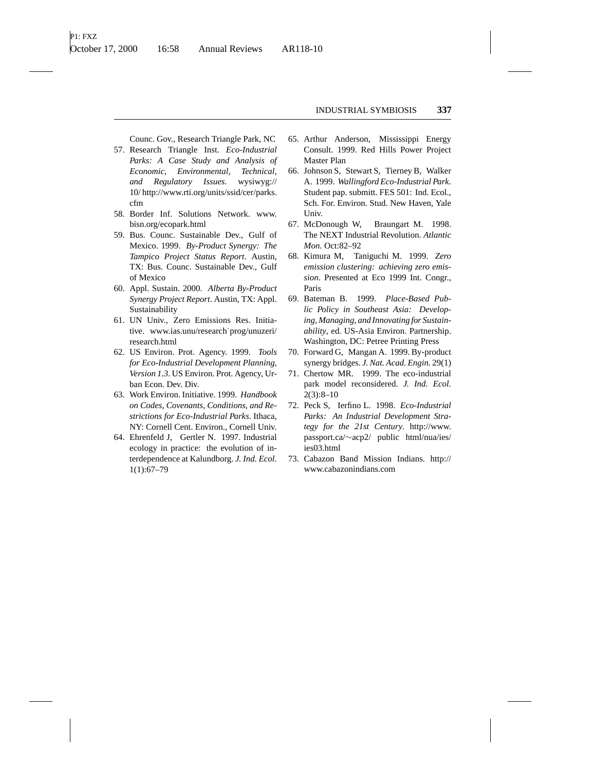Counc. Gov., Research Triangle Park, NC

57. Research Triangle Inst. *Eco-Industrial Parks: A Case Study and Analysis of Economic, Environmental, Technical, and Regulatory Issues*. wysiwyg://10/ http://www.rti.org/units/ssid/cer/parks.cfm
58. Border Inf. Solutions Network. www.bisn.org/ecopark.html
59. Bus. Counc. Sustainable Dev., Gulf of Mexico. 1999. *By-Product Synergy: The Tampico Project Status Report*. Austin, TX: Bus. Counc. Sustainable Dev., Gulf of Mexico
60. Appl. Sustain. 2000. *Alberta By-Product Synergy Project Report*. Austin, TX: Appl. Sustainability
61. UN Univ., Zero Emissions Res. Initiative. www.ias.unu/research˙prog/unuzeri/research.html
62. US Environ. Prot. Agency. 1999. *Tools for Eco-Industrial Development Planning, Version 1.3*. US Environ. Prot. Agency, Urban Econ. Dev. Div.
63. Work Environ. Initiative. 1999. *Handbook on Codes, Covenants, Conditions, and Restrictions for Eco-Industrial Parks*. Ithaca, NY: Cornell Cent. Environ., Cornell Univ.
64. Ehrenfeld J, Gertler N. 1997. Industrial ecology in practice: the evolution of interdependence at Kalundborg. *J. Ind. Ecol.* 1(1):67–79
65. Arthur Anderson, Mississippi Energy Consult. 1999. Red Hills Power Project Master Plan
66. Johnson S, Stewart S, Tierney B, Walker A. 1999. *Wallingford Eco-Industrial Park*. Student pap. submitt. FES 501: Ind. Ecol., Sch. For. Environ. Stud. New Haven, Yale Univ.
67. McDonough W, Braungart M. 1998. The NEXT Industrial Revolution. *Atlantic Mon.* Oct:82–92
68. Kimura M, Taniguchi M. 1999. *Zero emission clustering: achieving zero emission*. Presented at Eco 1999 Int. Congr., Paris
69. Bateman B. 1999. *Place-Based Public Policy in Southeast Asia: Developing, Managing, and Innovating for Sustainability*, ed. US-Asia Environ. Partnership. Washington, DC: Petree Printing Press
70. Forward G, Mangan A. 1999. By-product synergy bridges. *J. Nat. Acad. Engin.* 29(1)
71. Chertow MR. 1999. The eco-industrial park model reconsidered. *J. Ind. Ecol.* 2(3):8–10
72. Peck S, Ierfino L. 1998. *Eco-Industrial Parks: An Industrial Development Strategy for the 21st Century*. http://www.passport.ca/∼acp2/ public html/nua/ies/ies03.html
73. Cabazon Band Mission Indians. http://www.cabazonindians.com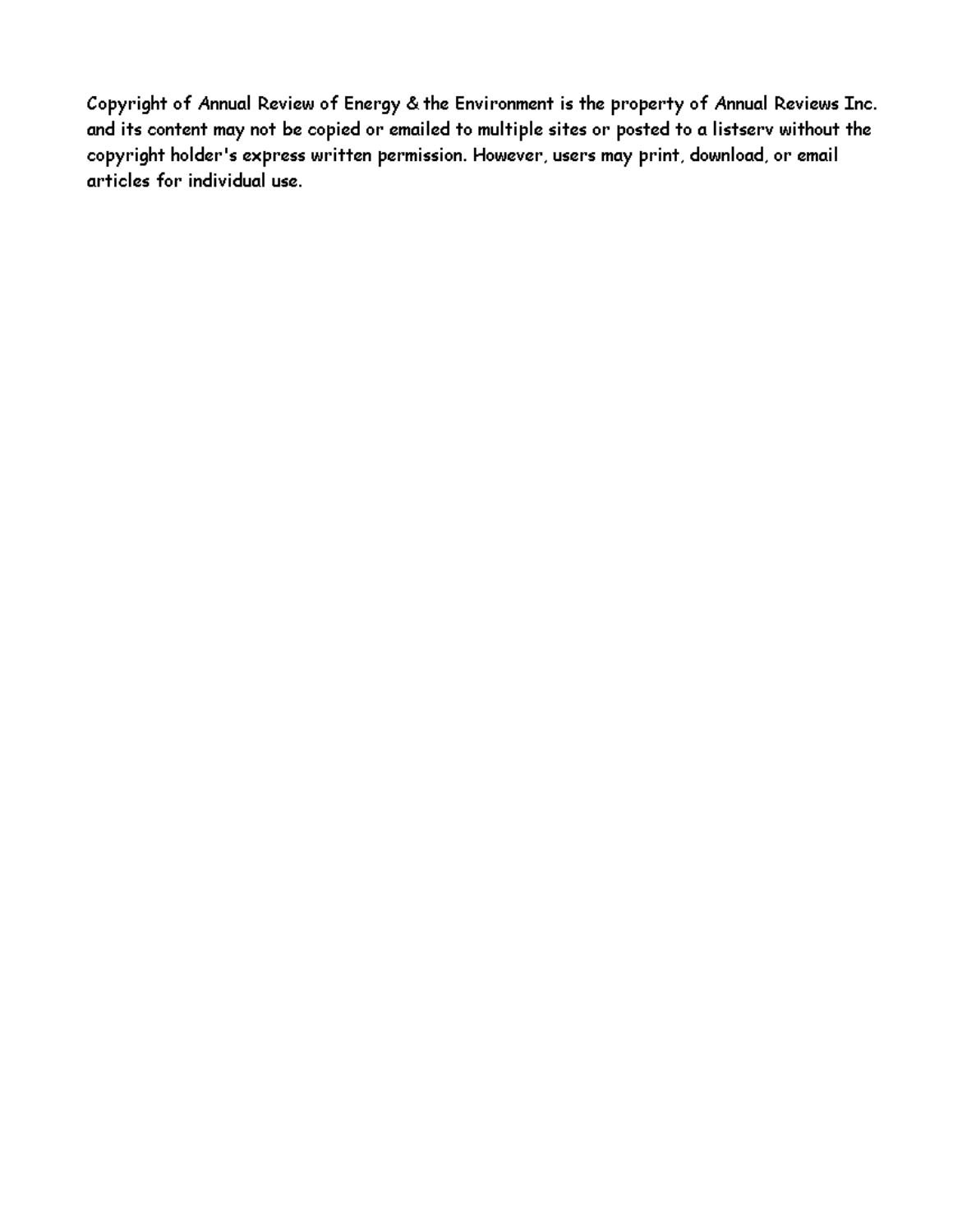Copyright of Annual Review of Energy & the Environment is the property of Annual Reviews Inc. and its content may not be copied or emailed to multiple sites or posted to a listserv without the copyright holder's express written permission. However, users may print, download, or email articles for individual use.